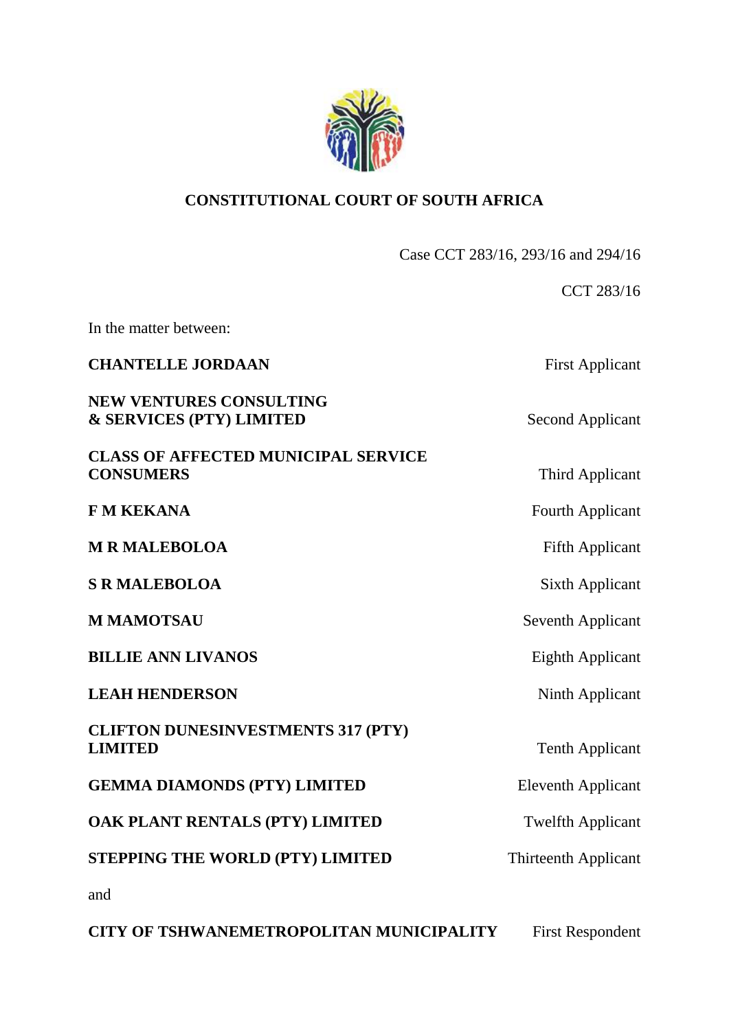**CONSTITUTIONAL COURT OF SOUTH AFRICA**

Case CCT 283/16, 293/16 and 294/16

CCT 283/16

In the matter between:

| | |
|---|---|
| **CHANTELLE JORDAAN** | First Applicant |
| **NEW VENTURES CONSULTING & SERVICES (PTY) LIMITED** | Second Applicant |
| **CLASS OF AFFECTED MUNICIPAL SERVICE CONSUMERS** | Third Applicant |
| **F M KEKANA** | Fourth Applicant |
| **M R MALEBOLOA** | Fifth Applicant |
| **S R MALEBOLOA** | Sixth Applicant |
| **M MAMOTSAU** | Seventh Applicant |
| **BILLIE ANN LIVANOS** | Eighth Applicant |
| **LEAH HENDERSON** | Ninth Applicant |
| **CLIFTON DUNESINVESTMENTS 317 (PTY) LIMITED** | Tenth Applicant |
| **GEMMA DIAMONDS (PTY) LIMITED** | Eleventh Applicant |
| **OAK PLANT RENTALS (PTY) LIMITED** | Twelfth Applicant |
| **STEPPING THE WORLD (PTY) LIMITED** | Thirteenth Applicant |

and

| | |
|---|---|
| **CITY OF TSHWANEMETROPOLITAN MUNICIPALITY** | First Respondent |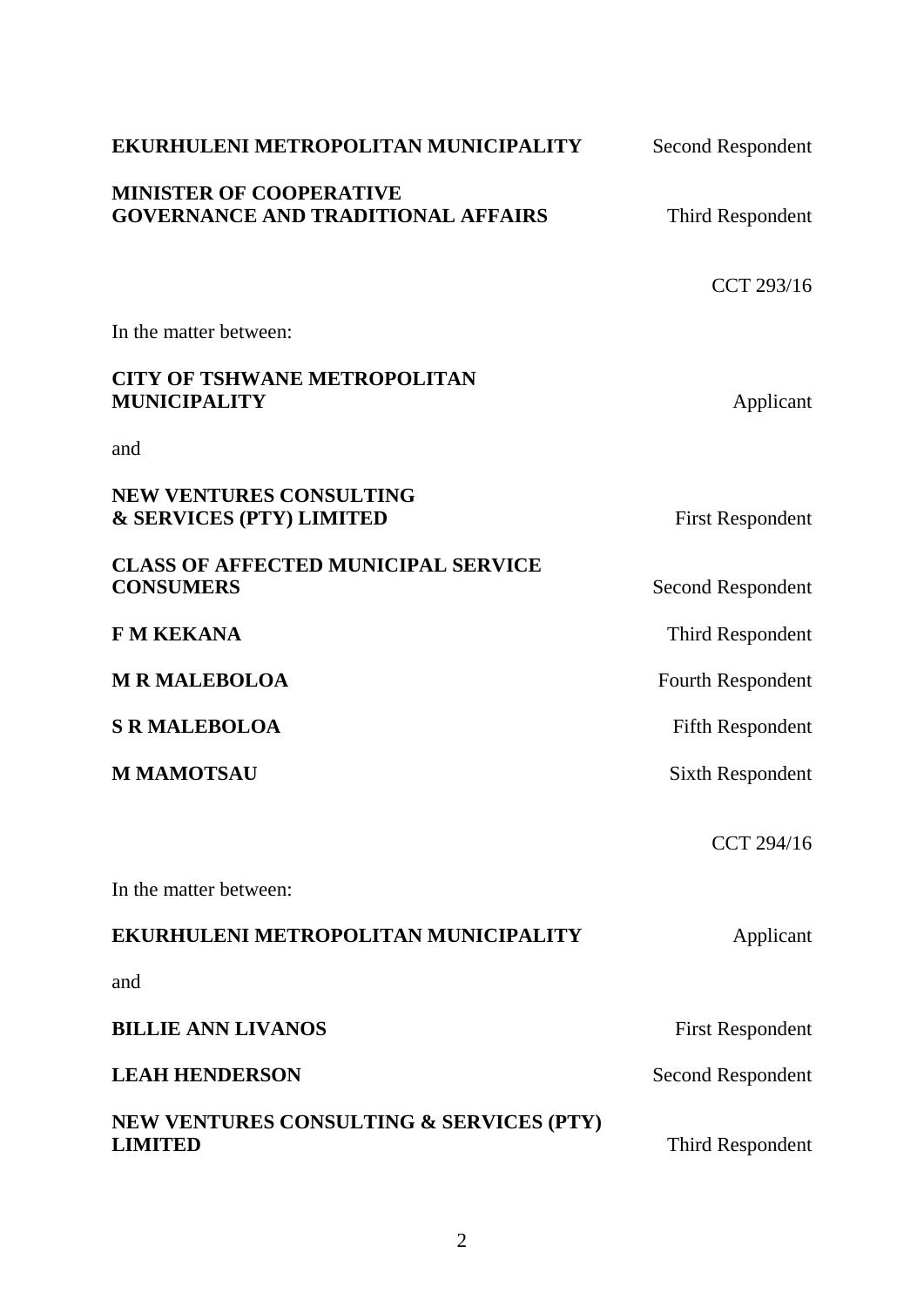**EKURHULENI METROPOLITAN MUNICIPALITY** Second Respondent

**MINISTER OF COOPERATIVE GOVERNANCE AND TRADITIONAL AFFAIRS** Third Respondent

CCT 293/16

In the matter between:

**CITY OF TSHWANE METROPOLITAN MUNICIPALITY** Applicant

and

**NEW VENTURES CONSULTING & SERVICES (PTY) LIMITED** First Respondent

**CLASS OF AFFECTED MUNICIPAL SERVICE CONSUMERS** Second Respondent

**F M KEKANA** Third Respondent

**M R MALEBOLOA** Fourth Respondent

**S R MALEBOLOA** Fifth Respondent

**M MAMOTSAU** Sixth Respondent

CCT 294/16

In the matter between:

**EKURHULENI METROPOLITAN MUNICIPALITY** Applicant

and

**BILLIE ANN LIVANOS** First Respondent

**LEAH HENDERSON** Second Respondent

**NEW VENTURES CONSULTING & SERVICES (PTY) LIMITED** Third Respondent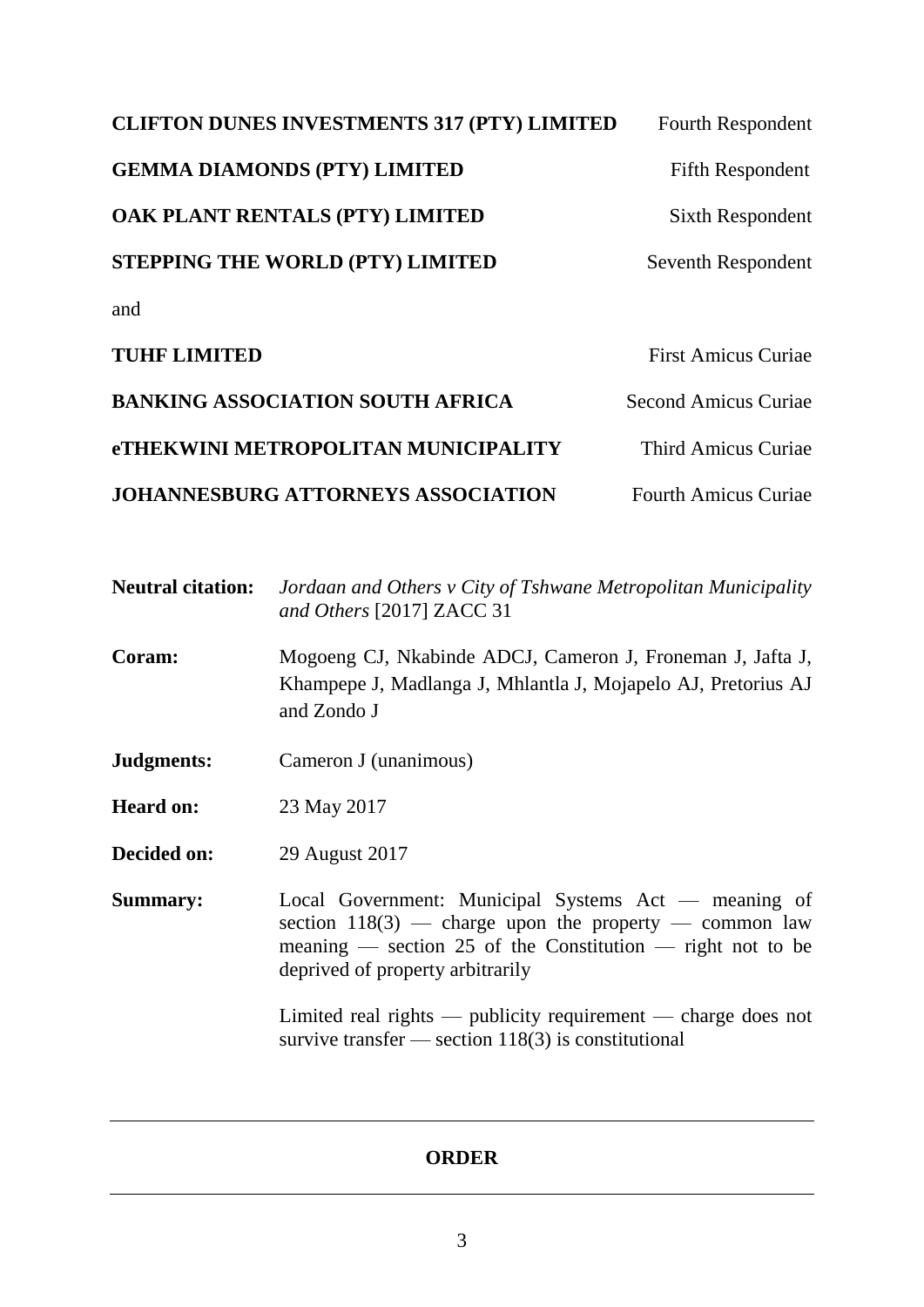| | |
|---|---|
| **CLIFTON DUNES INVESTMENTS 317 (PTY) LIMITED** | Fourth Respondent |
| **GEMMA DIAMONDS (PTY) LIMITED** | Fifth Respondent |
| **OAK PLANT RENTALS (PTY) LIMITED** | Sixth Respondent |
| **STEPPING THE WORLD (PTY) LIMITED** | Seventh Respondent |

and

| | |
|---|---|
| **TUHF LIMITED** | First Amicus Curiae |
| **BANKING ASSOCIATION SOUTH AFRICA** | Second Amicus Curiae |
| **eTHEKWINI METROPOLITAN MUNICIPALITY** | Third Amicus Curiae |
| **JOHANNESBURG ATTORNEYS ASSOCIATION** | Fourth Amicus Curiae |

**Neutral citation:** *Jordaan and Others v City of Tshwane Metropolitan Municipality and Others* [2017] ZACC 31

**Coram:** Mogoeng CJ, Nkabinde ADCJ, Cameron J, Froneman J, Jafta J, Khampepe J, Madlanga J, Mhlantla J, Mojapelo AJ, Pretorius AJ and Zondo J

**Judgments:** Cameron J (unanimous)

**Heard on:** 23 May 2017

**Decided on:** 29 August 2017

**Summary:** Local Government: Municipal Systems Act — meaning of section 118(3) — charge upon the property — common law meaning — section 25 of the Constitution — right not to be deprived of property arbitrarily

Limited real rights — publicity requirement — charge does not survive transfer — section 118(3) is constitutional

---

## ORDER

---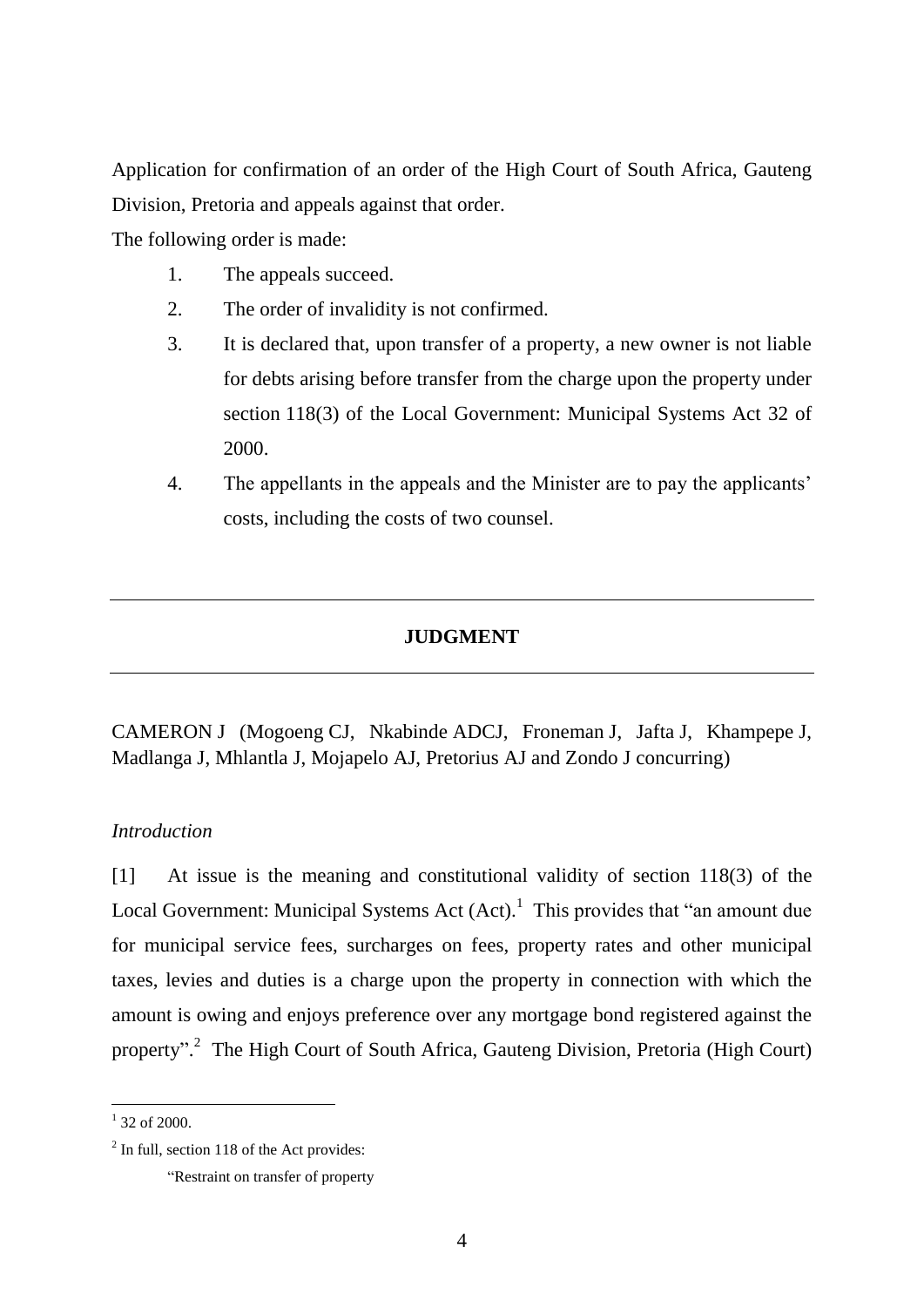Application for confirmation of an order of the High Court of South Africa, Gauteng Division, Pretoria and appeals against that order.

The following order is made:

1. The appeals succeed.
2. The order of invalidity is not confirmed.
3. It is declared that, upon transfer of a property, a new owner is not liable for debts arising before transfer from the charge upon the property under section 118(3) of the Local Government: Municipal Systems Act 32 of 2000.
4. The appellants in the appeals and the Minister are to pay the applicants' costs, including the costs of two counsel.

---

## JUDGMENT

---

CAMERON J (Mogoeng CJ, Nkabinde ADCJ, Froneman J, Jafta J, Khampepe J, Madlanga J, Mhlantla J, Mojapelo AJ, Pretorius AJ and Zondo J concurring)

*Introduction*

[1] At issue is the meaning and constitutional validity of section 118(3) of the Local Government: Municipal Systems Act (Act).[1] This provides that "an amount due for municipal service fees, surcharges on fees, property rates and other municipal taxes, levies and duties is a charge upon the property in connection with which the amount is owing and enjoys preference over any mortgage bond registered against the property".[2] The High Court of South Africa, Gauteng Division, Pretoria (High Court)

---

[1] 32 of 2000.

[2] In full, section 118 of the Act provides:

"Restraint on transfer of property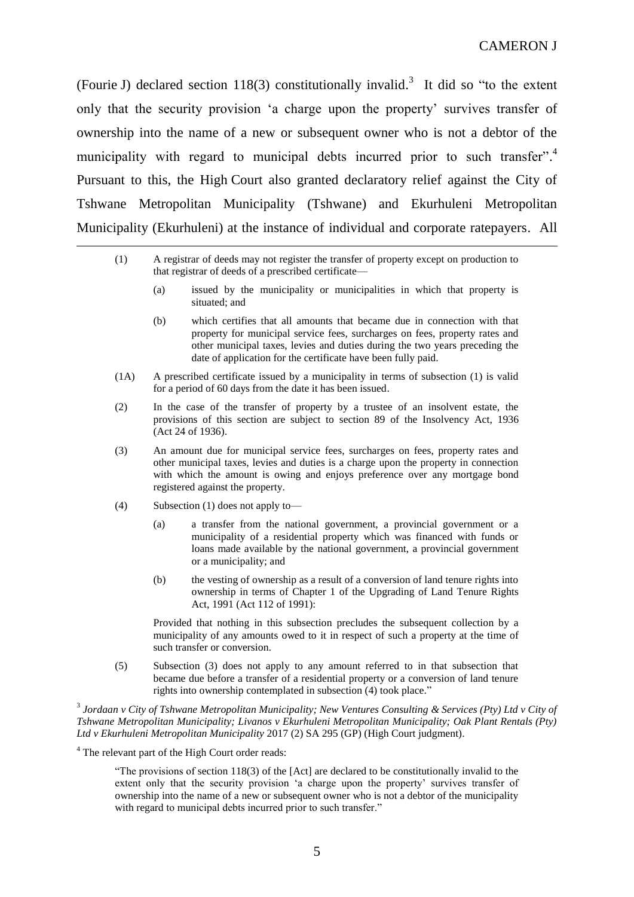(Fourie J) declared section 118(3) constitutionally invalid.[3] It did so "to the extent only that the security provision 'a charge upon the property' survives transfer of ownership into the name of a new or subsequent owner who is not a debtor of the municipality with regard to municipal debts incurred prior to such transfer".[4] Pursuant to this, the High Court also granted declaratory relief against the City of Tshwane Metropolitan Municipality (Tshwane) and Ekurhuleni Metropolitan Municipality (Ekurhuleni) at the instance of individual and corporate ratepayers. All

---

> (1) A registrar of deeds may not register the transfer of property except on production to that registrar of deeds of a prescribed certificate—
>
> > (a) issued by the municipality or municipalities in which that property is situated; and
> >
> > (b) which certifies that all amounts that became due in connection with that property for municipal service fees, surcharges on fees, property rates and other municipal taxes, levies and duties during the two years preceding the date of application for the certificate have been fully paid.
>
> (1A) A prescribed certificate issued by a municipality in terms of subsection (1) is valid for a period of 60 days from the date it has been issued.
>
> (2) In the case of the transfer of property by a trustee of an insolvent estate, the provisions of this section are subject to section 89 of the Insolvency Act, 1936 (Act 24 of 1936).
>
> (3) An amount due for municipal service fees, surcharges on fees, property rates and other municipal taxes, levies and duties is a charge upon the property in connection with which the amount is owing and enjoys preference over any mortgage bond registered against the property.
>
> (4) Subsection (1) does not apply to—
>
> > (a) a transfer from the national government, a provincial government or a municipality of a residential property which was financed with funds or loans made available by the national government, a provincial government or a municipality; and
> >
> > (b) the vesting of ownership as a result of a conversion of land tenure rights into ownership in terms of Chapter 1 of the Upgrading of Land Tenure Rights Act, 1991 (Act 112 of 1991):
>
> Provided that nothing in this subsection precludes the subsequent collection by a municipality of any amounts owed to it in respect of such a property at the time of such transfer or conversion.
>
> (5) Subsection (3) does not apply to any amount referred to in that subsection that became due before a transfer of a residential property or a conversion of land tenure rights into ownership contemplated in subsection (4) took place."

[3] *Jordaan v City of Tshwane Metropolitan Municipality; New Ventures Consulting & Services (Pty) Ltd v City of Tshwane Metropolitan Municipality; Livanos v Ekurhuleni Metropolitan Municipality; Oak Plant Rentals (Pty) Ltd v Ekurhuleni Metropolitan Municipality* 2017 (2) SA 295 (GP) (High Court judgment).

[4] The relevant part of the High Court order reads:

> "The provisions of section 118(3) of the [Act] are declared to be constitutionally invalid to the extent only that the security provision 'a charge upon the property' survives transfer of ownership into the name of a new or subsequent owner who is not a debtor of the municipality with regard to municipal debts incurred prior to such transfer."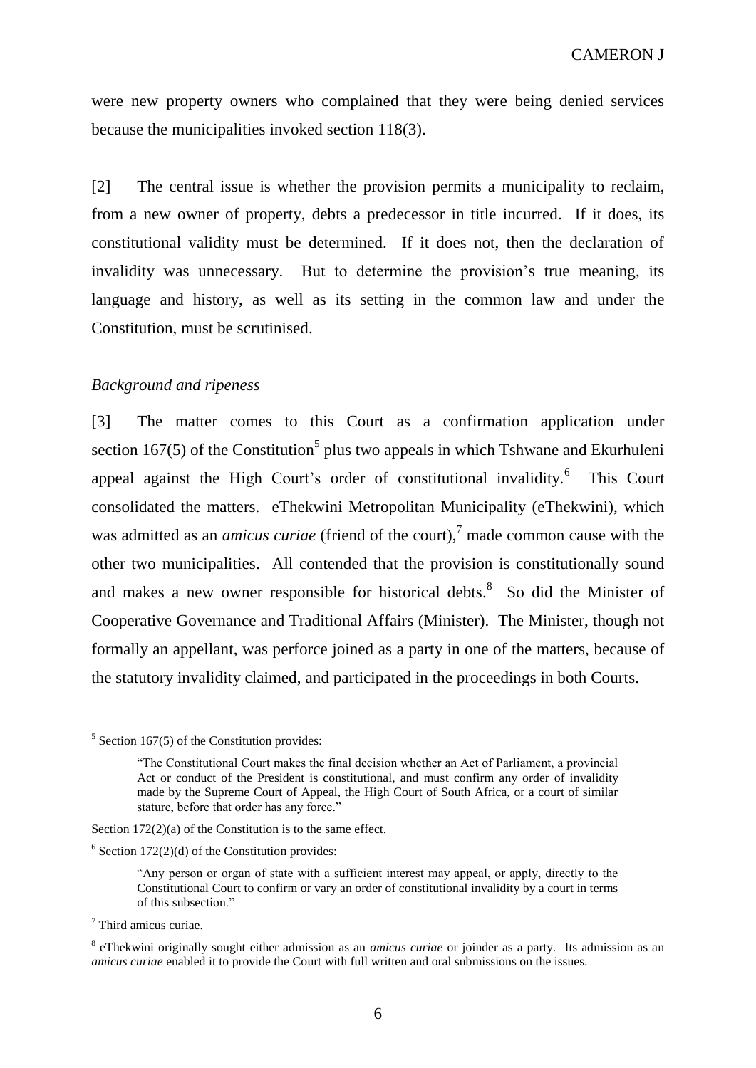were new property owners who complained that they were being denied services because the municipalities invoked section 118(3).

[2] The central issue is whether the provision permits a municipality to reclaim, from a new owner of property, debts a predecessor in title incurred. If it does, its constitutional validity must be determined. If it does not, then the declaration of invalidity was unnecessary. But to determine the provision's true meaning, its language and history, as well as its setting in the common law and under the Constitution, must be scrutinised.

*Background and ripeness*

[3] The matter comes to this Court as a confirmation application under section 167(5) of the Constitution[5] plus two appeals in which Tshwane and Ekurhuleni appeal against the High Court's order of constitutional invalidity.[6] This Court consolidated the matters. eThekwini Metropolitan Municipality (eThekwini), which was admitted as an *amicus curiae* (friend of the court),[7] made common cause with the other two municipalities. All contended that the provision is constitutionally sound and makes a new owner responsible for historical debts.[8] So did the Minister of Cooperative Governance and Traditional Affairs (Minister). The Minister, though not formally an appellant, was perforce joined as a party in one of the matters, because of the statutory invalidity claimed, and participated in the proceedings in both Courts.

---

[5] Section 167(5) of the Constitution provides:

> "The Constitutional Court makes the final decision whether an Act of Parliament, a provincial Act or conduct of the President is constitutional, and must confirm any order of invalidity made by the Supreme Court of Appeal, the High Court of South Africa, or a court of similar stature, before that order has any force."

Section 172(2)(a) of the Constitution is to the same effect.

[6] Section 172(2)(d) of the Constitution provides:

> "Any person or organ of state with a sufficient interest may appeal, or apply, directly to the Constitutional Court to confirm or vary an order of constitutional invalidity by a court in terms of this subsection."

[7] Third amicus curiae.

[8] eThekwini originally sought either admission as an *amicus curiae* or joinder as a party. Its admission as an *amicus curiae* enabled it to provide the Court with full written and oral submissions on the issues.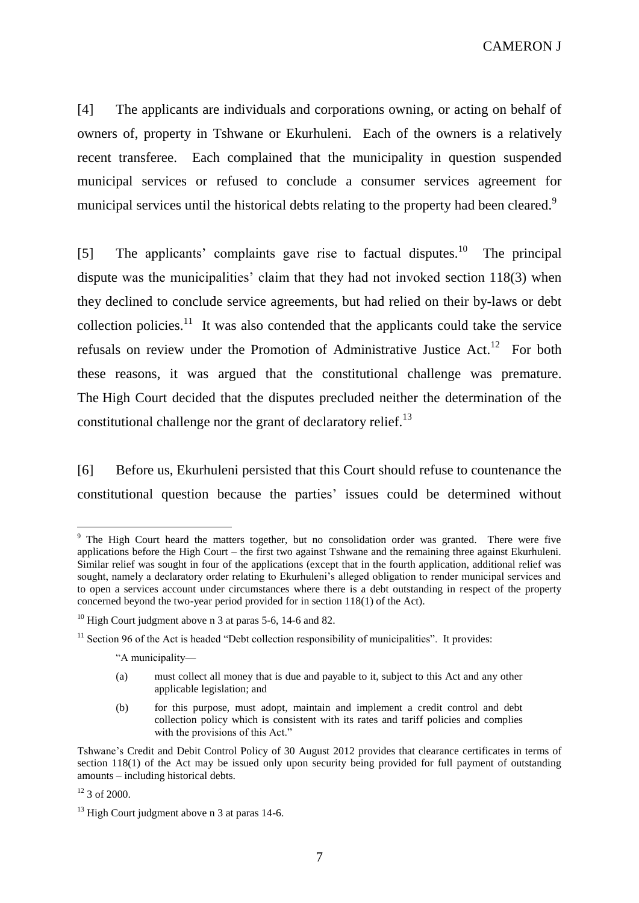[4] The applicants are individuals and corporations owning, or acting on behalf of owners of, property in Tshwane or Ekurhuleni. Each of the owners is a relatively recent transferee. Each complained that the municipality in question suspended municipal services or refused to conclude a consumer services agreement for municipal services until the historical debts relating to the property had been cleared.[9]

[5] The applicants' complaints gave rise to factual disputes.[10] The principal dispute was the municipalities' claim that they had not invoked section 118(3) when they declined to conclude service agreements, but had relied on their by-laws or debt collection policies.[11] It was also contended that the applicants could take the service refusals on review under the Promotion of Administrative Justice Act.[12] For both these reasons, it was argued that the constitutional challenge was premature. The High Court decided that the disputes precluded neither the determination of the constitutional challenge nor the grant of declaratory relief.[13]

[6] Before us, Ekurhuleni persisted that this Court should refuse to countenance the constitutional question because the parties' issues could be determined without

---

[9] The High Court heard the matters together, but no consolidation order was granted. There were five applications before the High Court – the first two against Tshwane and the remaining three against Ekurhuleni. Similar relief was sought in four of the applications (except that in the fourth application, additional relief was sought, namely a declaratory order relating to Ekurhuleni's alleged obligation to render municipal services and to open a services account under circumstances where there is a debt outstanding in respect of the property concerned beyond the two-year period provided for in section 118(1) of the Act).

[10] High Court judgment above n 3 at paras 5-6, 14-6 and 82.

[11] Section 96 of the Act is headed "Debt collection responsibility of municipalities". It provides:

> "A municipality—
>
> (a) must collect all money that is due and payable to it, subject to this Act and any other applicable legislation; and
>
> (b) for this purpose, must adopt, maintain and implement a credit control and debt collection policy which is consistent with its rates and tariff policies and complies with the provisions of this Act."

Tshwane's Credit and Debit Control Policy of 30 August 2012 provides that clearance certificates in terms of section 118(1) of the Act may be issued only upon security being provided for full payment of outstanding amounts – including historical debts.

[12] 3 of 2000.

[13] High Court judgment above n 3 at paras 14-6.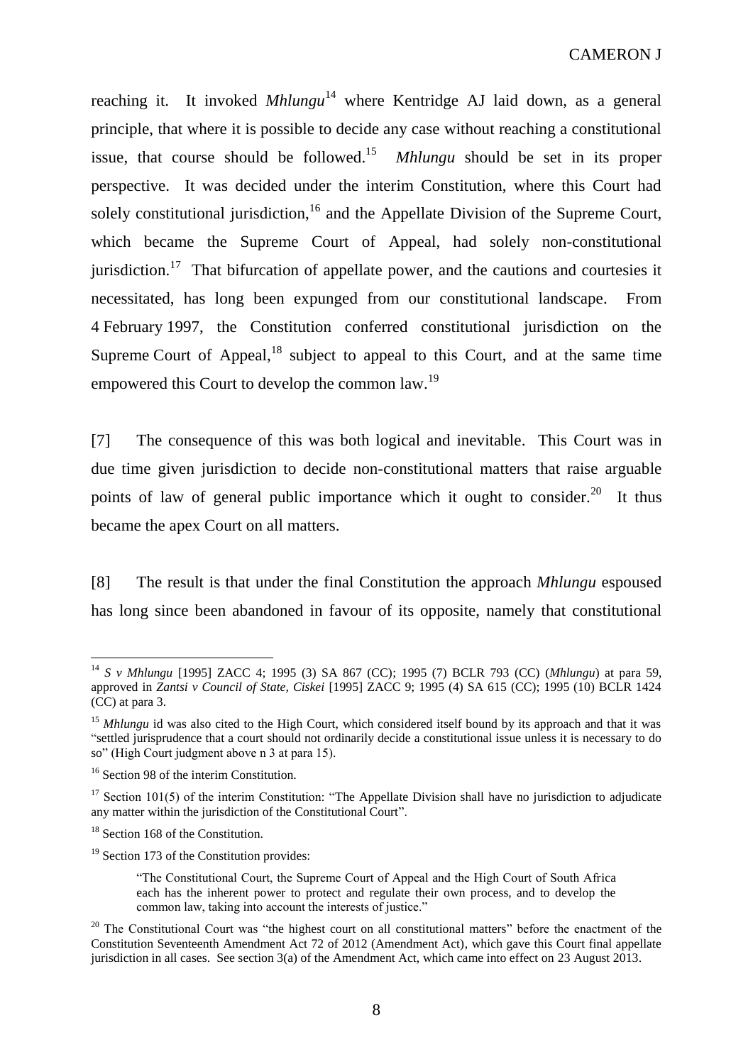reaching it. It invoked *Mhlungu*[14] where Kentridge AJ laid down, as a general principle, that where it is possible to decide any case without reaching a constitutional issue, that course should be followed.[15] *Mhlungu* should be set in its proper perspective. It was decided under the interim Constitution, where this Court had solely constitutional jurisdiction,[16] and the Appellate Division of the Supreme Court, which became the Supreme Court of Appeal, had solely non-constitutional jurisdiction.[17] That bifurcation of appellate power, and the cautions and courtesies it necessitated, has long been expunged from our constitutional landscape. From 4 February 1997, the Constitution conferred constitutional jurisdiction on the Supreme Court of Appeal,[18] subject to appeal to this Court, and at the same time empowered this Court to develop the common law.[19]

[7] The consequence of this was both logical and inevitable. This Court was in due time given jurisdiction to decide non-constitutional matters that raise arguable points of law of general public importance which it ought to consider.[20] It thus became the apex Court on all matters.

[8] The result is that under the final Constitution the approach *Mhlungu* espoused has long since been abandoned in favour of its opposite, namely that constitutional

---

[14] *S v Mhlungu* [1995] ZACC 4; 1995 (3) SA 867 (CC); 1995 (7) BCLR 793 (CC) (*Mhlungu*) at para 59, approved in *Zantsi v Council of State, Ciskei* [1995] ZACC 9; 1995 (4) SA 615 (CC); 1995 (10) BCLR 1424 (CC) at para 3.

[15] *Mhlungu* id was also cited to the High Court, which considered itself bound by its approach and that it was "settled jurisprudence that a court should not ordinarily decide a constitutional issue unless it is necessary to do so" (High Court judgment above n 3 at para 15).

[16] Section 98 of the interim Constitution.

[17] Section 101(5) of the interim Constitution: "The Appellate Division shall have no jurisdiction to adjudicate any matter within the jurisdiction of the Constitutional Court".

[18] Section 168 of the Constitution.

[19] Section 173 of the Constitution provides:

> "The Constitutional Court, the Supreme Court of Appeal and the High Court of South Africa each has the inherent power to protect and regulate their own process, and to develop the common law, taking into account the interests of justice."

[20] The Constitutional Court was "the highest court on all constitutional matters" before the enactment of the Constitution Seventeenth Amendment Act 72 of 2012 (Amendment Act), which gave this Court final appellate jurisdiction in all cases. See section 3(a) of the Amendment Act, which came into effect on 23 August 2013.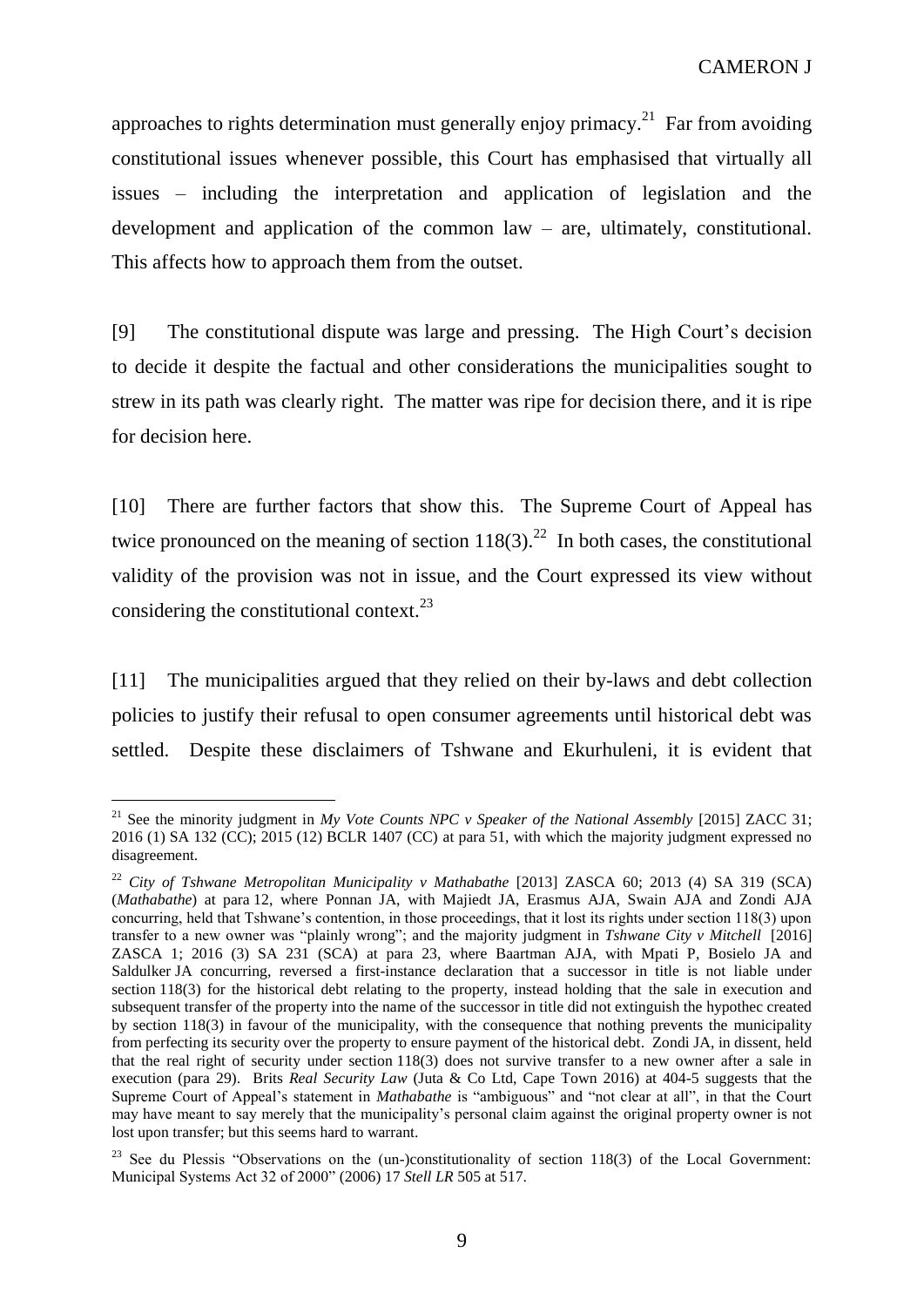approaches to rights determination must generally enjoy primacy.[21] Far from avoiding constitutional issues whenever possible, this Court has emphasised that virtually all issues – including the interpretation and application of legislation and the development and application of the common law – are, ultimately, constitutional. This affects how to approach them from the outset.

[9] The constitutional dispute was large and pressing. The High Court's decision to decide it despite the factual and other considerations the municipalities sought to strew in its path was clearly right. The matter was ripe for decision there, and it is ripe for decision here.

[10] There are further factors that show this. The Supreme Court of Appeal has twice pronounced on the meaning of section 118(3).[22] In both cases, the constitutional validity of the provision was not in issue, and the Court expressed its view without considering the constitutional context.[23]

[11] The municipalities argued that they relied on their by-laws and debt collection policies to justify their refusal to open consumer agreements until historical debt was settled. Despite these disclaimers of Tshwane and Ekurhuleni, it is evident that

---

[21] See the minority judgment in *My Vote Counts NPC v Speaker of the National Assembly* [2015] ZACC 31; 2016 (1) SA 132 (CC); 2015 (12) BCLR 1407 (CC) at para 51, with which the majority judgment expressed no disagreement.

[22] *City of Tshwane Metropolitan Municipality v Mathabathe* [2013] ZASCA 60; 2013 (4) SA 319 (SCA) (*Mathabathe*) at para 12, where Ponnan JA, with Majiedt JA, Erasmus AJA, Swain AJA and Zondi AJA concurring, held that Tshwane's contention, in those proceedings, that it lost its rights under section 118(3) upon transfer to a new owner was "plainly wrong"; and the majority judgment in *Tshwane City v Mitchell* [2016] ZASCA 1; 2016 (3) SA 231 (SCA) at para 23, where Baartman AJA, with Mpati P, Bosielo JA and Saldulker JA concurring, reversed a first-instance declaration that a successor in title is not liable under section 118(3) for the historical debt relating to the property, instead holding that the sale in execution and subsequent transfer of the property into the name of the successor in title did not extinguish the hypothec created by section 118(3) in favour of the municipality, with the consequence that nothing prevents the municipality from perfecting its security over the property to ensure payment of the historical debt. Zondi JA, in dissent, held that the real right of security under section 118(3) does not survive transfer to a new owner after a sale in execution (para 29). Brits *Real Security Law* (Juta & Co Ltd, Cape Town 2016) at 404-5 suggests that the Supreme Court of Appeal's statement in *Mathabathe* is "ambiguous" and "not clear at all", in that the Court may have meant to say merely that the municipality's personal claim against the original property owner is not lost upon transfer; but this seems hard to warrant.

[23] See du Plessis "Observations on the (un-)constitutionality of section 118(3) of the Local Government: Municipal Systems Act 32 of 2000" (2006) 17 *Stell LR* 505 at 517.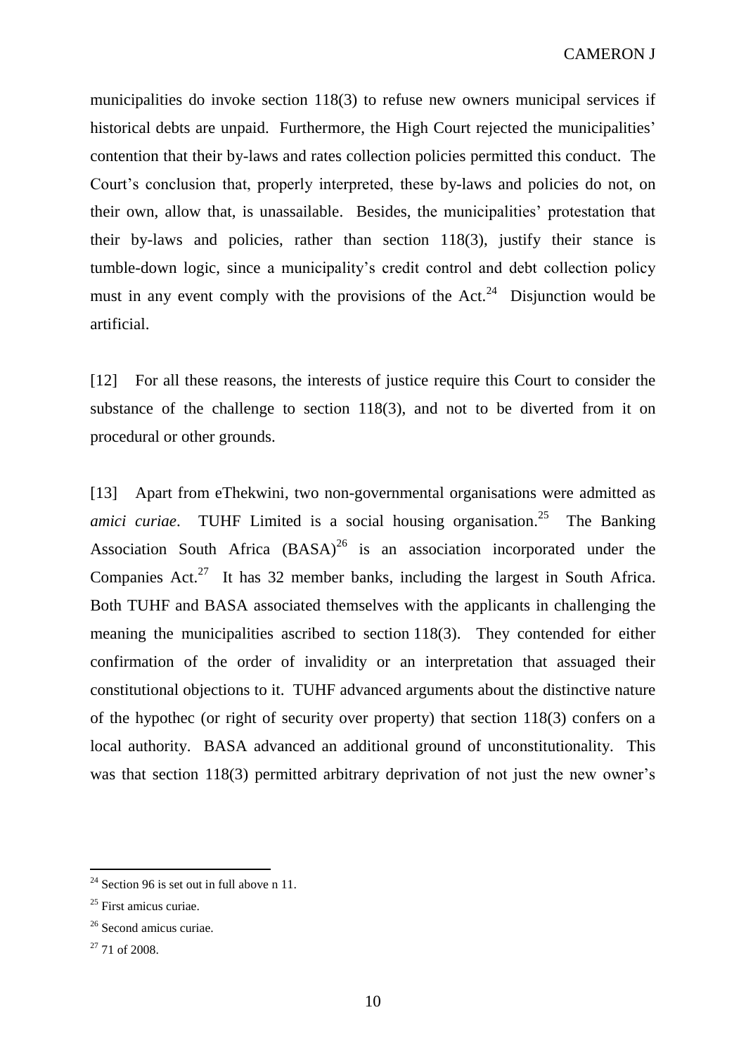municipalities do invoke section 118(3) to refuse new owners municipal services if historical debts are unpaid. Furthermore, the High Court rejected the municipalities' contention that their by-laws and rates collection policies permitted this conduct. The Court's conclusion that, properly interpreted, these by-laws and policies do not, on their own, allow that, is unassailable. Besides, the municipalities' protestation that their by-laws and policies, rather than section 118(3), justify their stance is tumble-down logic, since a municipality's credit control and debt collection policy must in any event comply with the provisions of the Act.[24] Disjunction would be artificial.

[12] For all these reasons, the interests of justice require this Court to consider the substance of the challenge to section 118(3), and not to be diverted from it on procedural or other grounds.

[13] Apart from eThekwini, two non-governmental organisations were admitted as *amici curiae*. TUHF Limited is a social housing organisation.[25] The Banking Association South Africa (BASA)[26] is an association incorporated under the Companies Act.[27] It has 32 member banks, including the largest in South Africa. Both TUHF and BASA associated themselves with the applicants in challenging the meaning the municipalities ascribed to section 118(3). They contended for either confirmation of the order of invalidity or an interpretation that assuaged their constitutional objections to it. TUHF advanced arguments about the distinctive nature of the hypothec (or right of security over property) that section 118(3) confers on a local authority. BASA advanced an additional ground of unconstitutionality. This was that section 118(3) permitted arbitrary deprivation of not just the new owner's

---

[24] Section 96 is set out in full above n 11.

[25] First amicus curiae.

[26] Second amicus curiae.

[27] 71 of 2008.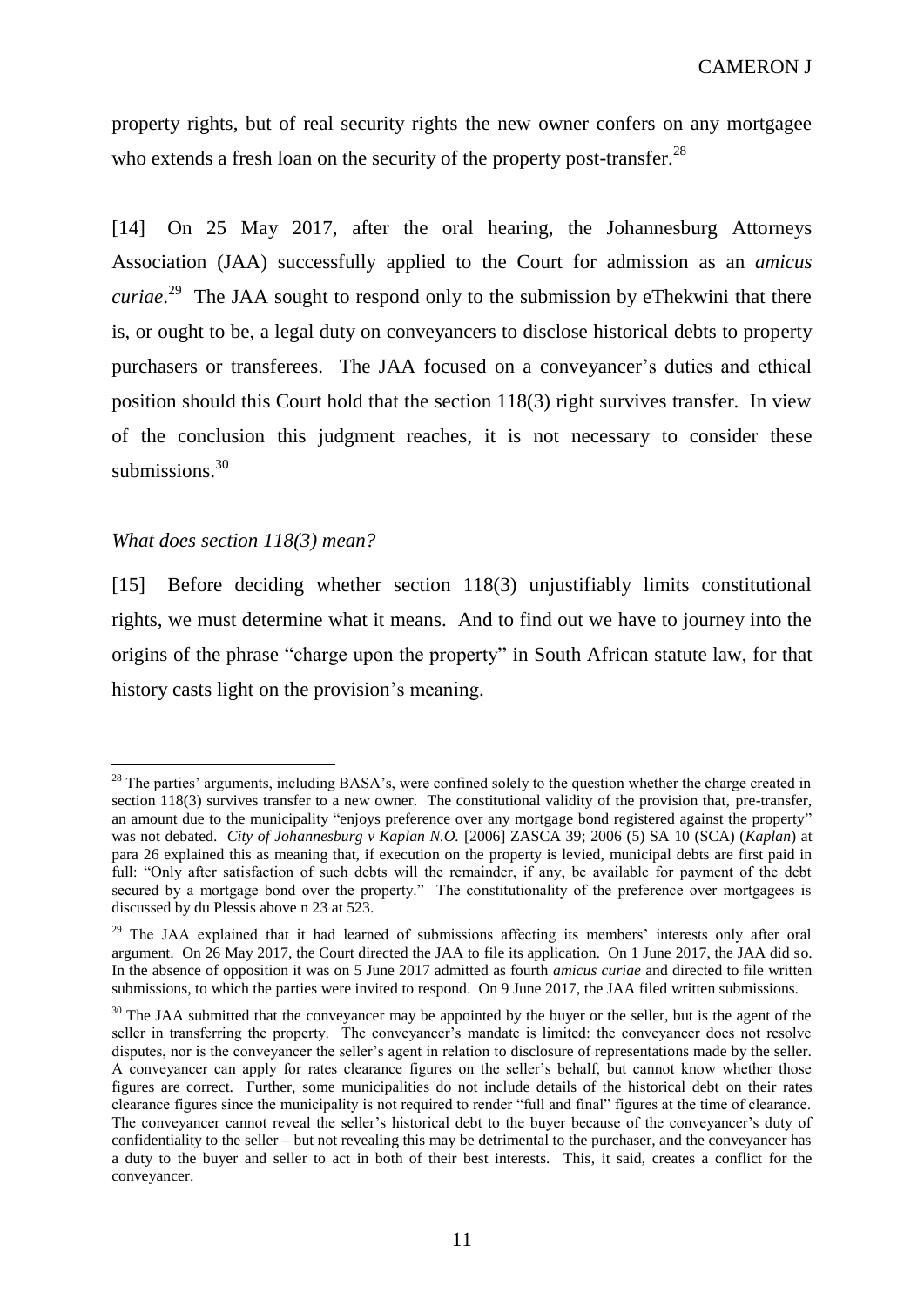property rights, but of real security rights the new owner confers on any mortgagee who extends a fresh loan on the security of the property post-transfer.[28]

[14] On 25 May 2017, after the oral hearing, the Johannesburg Attorneys Association (JAA) successfully applied to the Court for admission as an *amicus curiae*.[29] The JAA sought to respond only to the submission by eThekwini that there is, or ought to be, a legal duty on conveyancers to disclose historical debts to property purchasers or transferees. The JAA focused on a conveyancer's duties and ethical position should this Court hold that the section 118(3) right survives transfer. In view of the conclusion this judgment reaches, it is not necessary to consider these submissions.[30]

*What does section 118(3) mean?*

[15] Before deciding whether section 118(3) unjustifiably limits constitutional rights, we must determine what it means. And to find out we have to journey into the origins of the phrase "charge upon the property" in South African statute law, for that history casts light on the provision's meaning.

---

[28] The parties' arguments, including BASA's, were confined solely to the question whether the charge created in section 118(3) survives transfer to a new owner. The constitutional validity of the provision that, pre-transfer, an amount due to the municipality "enjoys preference over any mortgage bond registered against the property" was not debated. *City of Johannesburg v Kaplan N.O.* [2006] ZASCA 39; 2006 (5) SA 10 (SCA) (*Kaplan*) at para 26 explained this as meaning that, if execution on the property is levied, municipal debts are first paid in full: "Only after satisfaction of such debts will the remainder, if any, be available for payment of the debt secured by a mortgage bond over the property." The constitutionality of the preference over mortgagees is discussed by du Plessis above n 23 at 523.

[29] The JAA explained that it had learned of submissions affecting its members' interests only after oral argument. On 26 May 2017, the Court directed the JAA to file its application. On 1 June 2017, the JAA did so. In the absence of opposition it was on 5 June 2017 admitted as fourth *amicus curiae* and directed to file written submissions, to which the parties were invited to respond. On 9 June 2017, the JAA filed written submissions.

[30] The JAA submitted that the conveyancer may be appointed by the buyer or the seller, but is the agent of the seller in transferring the property. The conveyancer's mandate is limited: the conveyancer does not resolve disputes, nor is the conveyancer the seller's agent in relation to disclosure of representations made by the seller. A conveyancer can apply for rates clearance figures on the seller's behalf, but cannot know whether those figures are correct. Further, some municipalities do not include details of the historical debt on their rates clearance figures since the municipality is not required to render "full and final" figures at the time of clearance. The conveyancer cannot reveal the seller's historical debt to the buyer because of the conveyancer's duty of confidentiality to the seller – but not revealing this may be detrimental to the purchaser, and the conveyancer has a duty to the buyer and seller to act in both of their best interests. This, it said, creates a conflict for the conveyancer.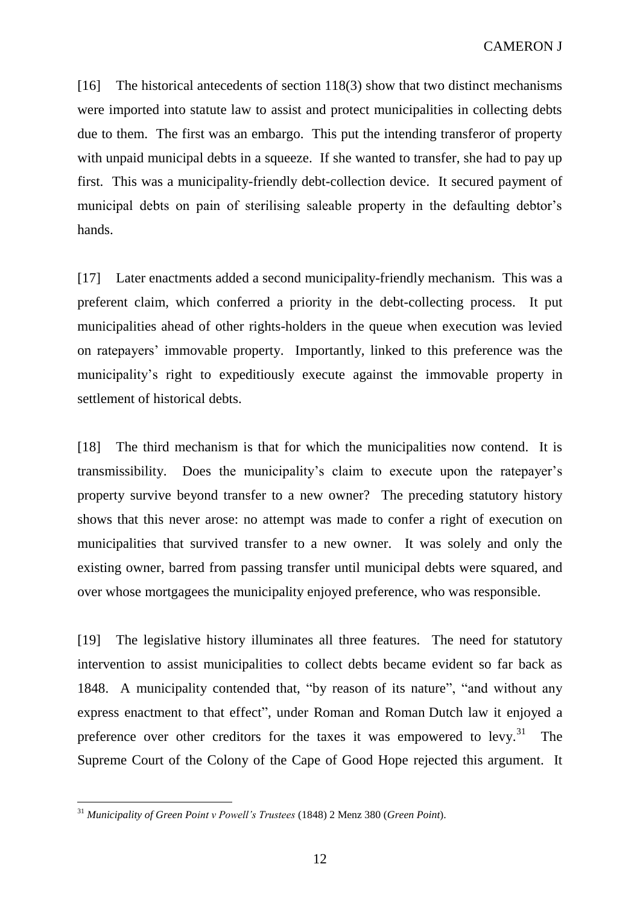[16] The historical antecedents of section 118(3) show that two distinct mechanisms were imported into statute law to assist and protect municipalities in collecting debts due to them. The first was an embargo. This put the intending transferor of property with unpaid municipal debts in a squeeze. If she wanted to transfer, she had to pay up first. This was a municipality-friendly debt-collection device. It secured payment of municipal debts on pain of sterilising saleable property in the defaulting debtor's hands.

[17] Later enactments added a second municipality-friendly mechanism. This was a preferent claim, which conferred a priority in the debt-collecting process. It put municipalities ahead of other rights-holders in the queue when execution was levied on ratepayers' immovable property. Importantly, linked to this preference was the municipality's right to expeditiously execute against the immovable property in settlement of historical debts.

[18] The third mechanism is that for which the municipalities now contend. It is transmissibility. Does the municipality's claim to execute upon the ratepayer's property survive beyond transfer to a new owner? The preceding statutory history shows that this never arose: no attempt was made to confer a right of execution on municipalities that survived transfer to a new owner. It was solely and only the existing owner, barred from passing transfer until municipal debts were squared, and over whose mortgagees the municipality enjoyed preference, who was responsible.

[19] The legislative history illuminates all three features. The need for statutory intervention to assist municipalities to collect debts became evident so far back as 1848. A municipality contended that, "by reason of its nature", "and without any express enactment to that effect", under Roman and Roman Dutch law it enjoyed a preference over other creditors for the taxes it was empowered to levy.[31] The Supreme Court of the Colony of the Cape of Good Hope rejected this argument. It

---

[31] *Municipality of Green Point v Powell's Trustees* (1848) 2 Menz 380 (*Green Point*).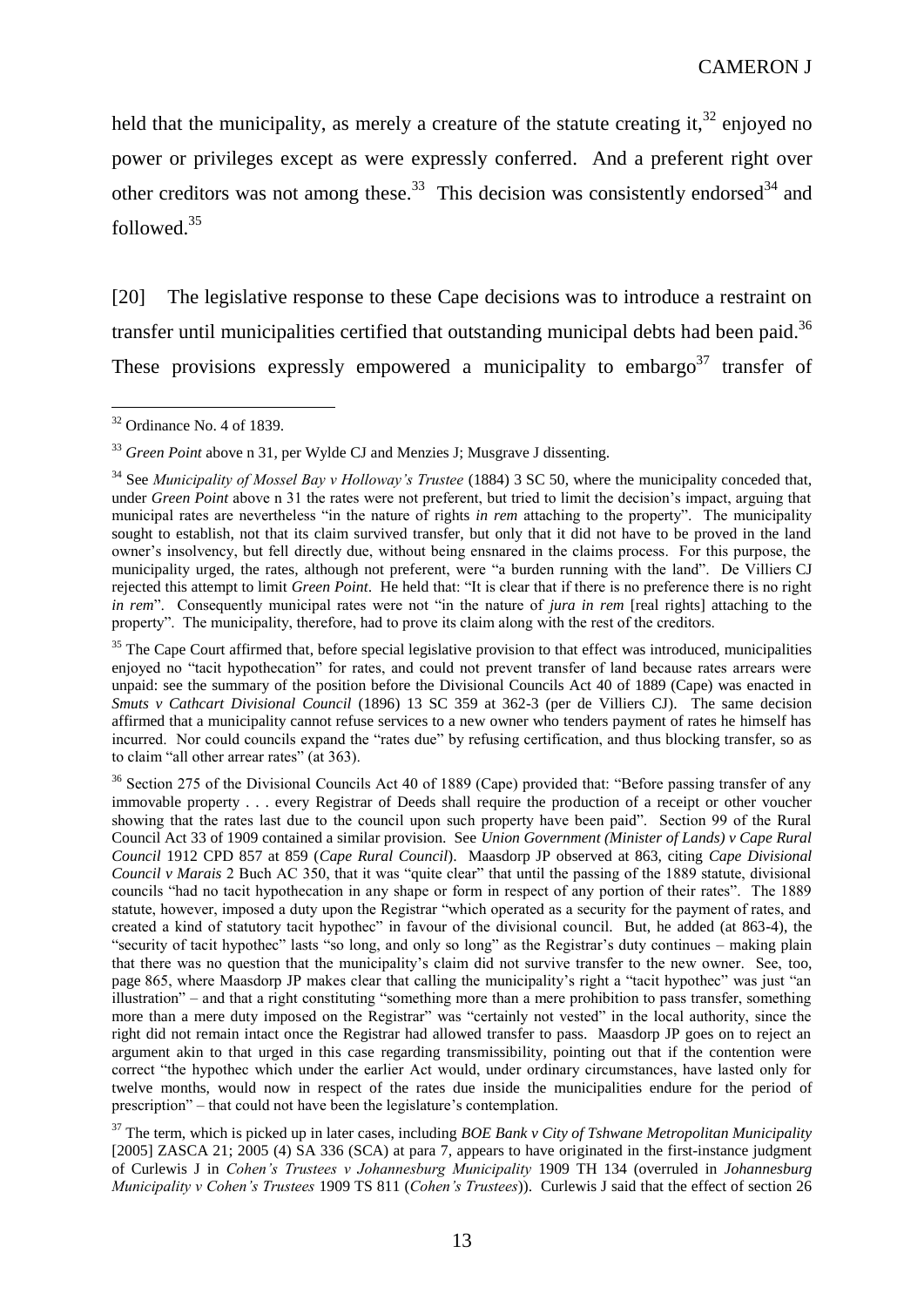held that the municipality, as merely a creature of the statute creating it,[32] enjoyed no power or privileges except as were expressly conferred. And a preferent right over other creditors was not among these.[33] This decision was consistently endorsed[34] and followed.[35]

[20] The legislative response to these Cape decisions was to introduce a restraint on transfer until municipalities certified that outstanding municipal debts had been paid.[36] These provisions expressly empowered a municipality to embargo[37] transfer of

---

[32] Ordinance No. 4 of 1839.

[33] *Green Point* above n 31, per Wylde CJ and Menzies J; Musgrave J dissenting.

[34] See *Municipality of Mossel Bay v Holloway's Trustee* (1884) 3 SC 50, where the municipality conceded that, under *Green Point* above n 31 the rates were not preferent, but tried to limit the decision's impact, arguing that municipal rates are nevertheless "in the nature of rights *in rem* attaching to the property". The municipality sought to establish, not that its claim survived transfer, but only that it did not have to be proved in the land owner's insolvency, but fell directly due, without being ensnared in the claims process. For this purpose, the municipality urged, the rates, although not preferent, were "a burden running with the land". De Villiers CJ rejected this attempt to limit *Green Point*. He held that: "It is clear that if there is no preference there is no right *in rem*". Consequently municipal rates were not "in the nature of *jura in rem* [real rights] attaching to the property". The municipality, therefore, had to prove its claim along with the rest of the creditors.

[35] The Cape Court affirmed that, before special legislative provision to that effect was introduced, municipalities enjoyed no "tacit hypothecation" for rates, and could not prevent transfer of land because rates arrears were unpaid: see the summary of the position before the Divisional Councils Act 40 of 1889 (Cape) was enacted in *Smuts v Cathcart Divisional Council* (1896) 13 SC 359 at 362-3 (per de Villiers CJ). The same decision affirmed that a municipality cannot refuse services to a new owner who tenders payment of rates he himself has incurred. Nor could councils expand the "rates due" by refusing certification, and thus blocking transfer, so as to claim "all other arrear rates" (at 363).

[36] Section 275 of the Divisional Councils Act 40 of 1889 (Cape) provided that: "Before passing transfer of any immovable property . . . every Registrar of Deeds shall require the production of a receipt or other voucher showing that the rates last due to the council upon such property have been paid". Section 99 of the Rural Council Act 33 of 1909 contained a similar provision. See *Union Government (Minister of Lands) v Cape Rural Council* 1912 CPD 857 at 859 (*Cape Rural Council*). Maasdorp JP observed at 863, citing *Cape Divisional Council v Marais* 2 Buch AC 350, that it was "quite clear" that until the passing of the 1889 statute, divisional councils "had no tacit hypothecation in any shape or form in respect of any portion of their rates". The 1889 statute, however, imposed a duty upon the Registrar "which operated as a security for the payment of rates, and created a kind of statutory tacit hypothec" in favour of the divisional council. But, he added (at 863-4), the "security of tacit hypothec" lasts "so long, and only so long" as the Registrar's duty continues – making plain that there was no question that the municipality's claim did not survive transfer to the new owner. See, too, page 865, where Maasdorp JP makes clear that calling the municipality's right a "tacit hypothec" was just "an illustration" – and that a right constituting "something more than a mere prohibition to pass transfer, something more than a mere duty imposed on the Registrar" was "certainly not vested" in the local authority, since the right did not remain intact once the Registrar had allowed transfer to pass. Maasdorp JP goes on to reject an argument akin to that urged in this case regarding transmissibility, pointing out that if the contention were correct "the hypothec which under the earlier Act would, under ordinary circumstances, have lasted only for twelve months, would now in respect of the rates due inside the municipalities endure for the period of prescription" – that could not have been the legislature's contemplation.

[37] The term, which is picked up in later cases, including *BOE Bank v City of Tshwane Metropolitan Municipality* [2005] ZASCA 21; 2005 (4) SA 336 (SCA) at para 7, appears to have originated in the first-instance judgment of Curlewis J in *Cohen's Trustees v Johannesburg Municipality* 1909 TH 134 (overruled in *Johannesburg Municipality v Cohen's Trustees* 1909 TS 811 (*Cohen's Trustees*)). Curlewis J said that the effect of section 26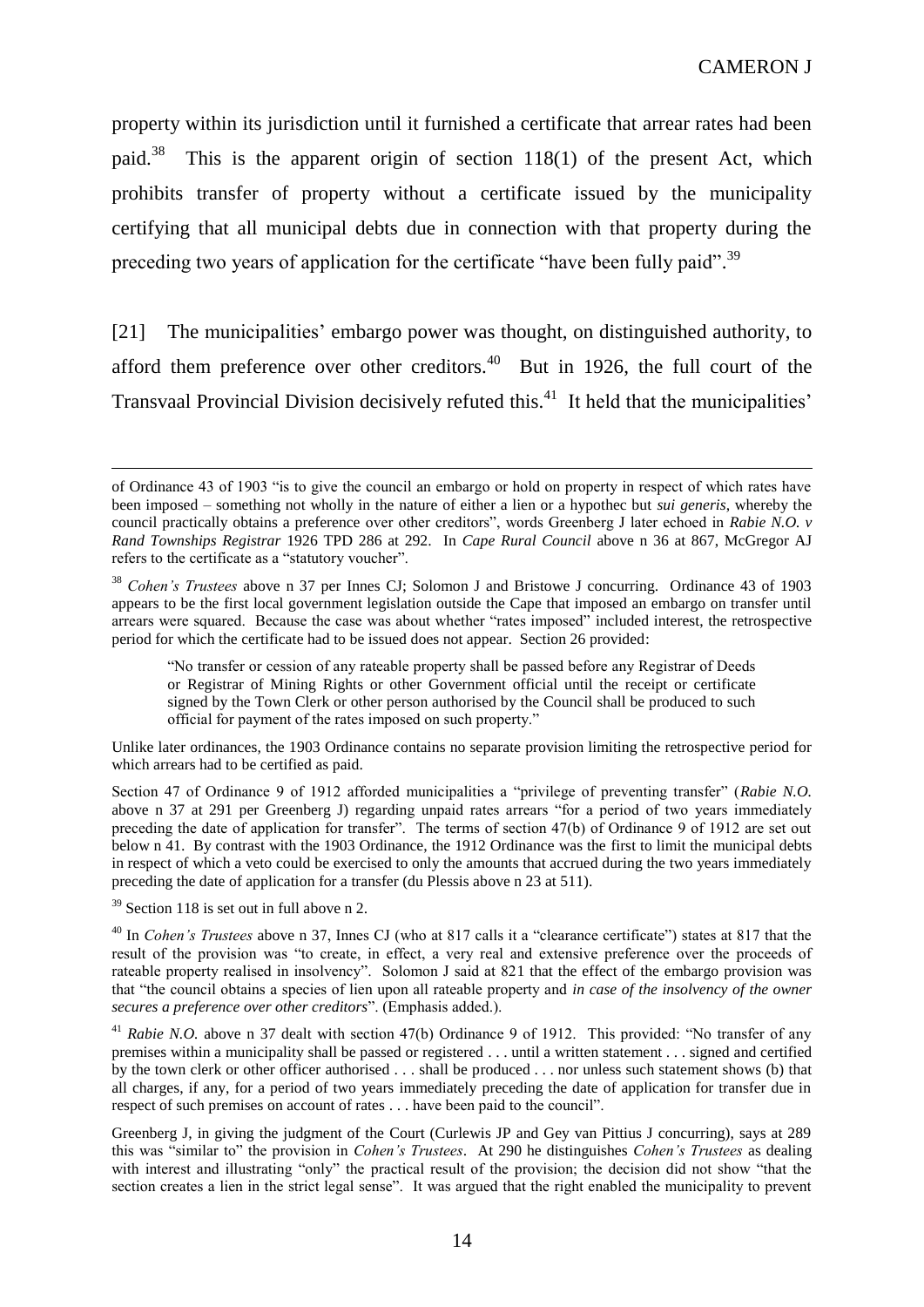property within its jurisdiction until it furnished a certificate that arrear rates had been paid.[38] This is the apparent origin of section 118(1) of the present Act, which prohibits transfer of property without a certificate issued by the municipality certifying that all municipal debts due in connection with that property during the preceding two years of application for the certificate "have been fully paid".[39]

[21] The municipalities' embargo power was thought, on distinguished authority, to afford them preference over other creditors.[40] But in 1926, the full court of the Transvaal Provincial Division decisively refuted this.[41] It held that the municipalities'

---

of Ordinance 43 of 1903 "is to give the council an embargo or hold on property in respect of which rates have been imposed – something not wholly in the nature of either a lien or a hypothec but *sui generis*, whereby the council practically obtains a preference over other creditors", words Greenberg J later echoed in *Rabie N.O. v Rand Townships Registrar* 1926 TPD 286 at 292. In *Cape Rural Council* above n 36 at 867, McGregor AJ refers to the certificate as a "statutory voucher".

[38] *Cohen's Trustees* above n 37 per Innes CJ; Solomon J and Bristowe J concurring. Ordinance 43 of 1903 appears to be the first local government legislation outside the Cape that imposed an embargo on transfer until arrears were squared. Because the case was about whether "rates imposed" included interest, the retrospective period for which the certificate had to be issued does not appear. Section 26 provided:

> "No transfer or cession of any rateable property shall be passed before any Registrar of Deeds or Registrar of Mining Rights or other Government official until the receipt or certificate signed by the Town Clerk or other person authorised by the Council shall be produced to such official for payment of the rates imposed on such property."

Unlike later ordinances, the 1903 Ordinance contains no separate provision limiting the retrospective period for which arrears had to be certified as paid.

Section 47 of Ordinance 9 of 1912 afforded municipalities a "privilege of preventing transfer" (*Rabie N.O.* above n 37 at 291 per Greenberg J) regarding unpaid rates arrears "for a period of two years immediately preceding the date of application for transfer". The terms of section 47(b) of Ordinance 9 of 1912 are set out below n 41. By contrast with the 1903 Ordinance, the 1912 Ordinance was the first to limit the municipal debts in respect of which a veto could be exercised to only the amounts that accrued during the two years immediately preceding the date of application for a transfer (du Plessis above n 23 at 511).

[39] Section 118 is set out in full above n 2.

[40] In *Cohen's Trustees* above n 37, Innes CJ (who at 817 calls it a "clearance certificate") states at 817 that the result of the provision was "to create, in effect, a very real and extensive preference over the proceeds of rateable property realised in insolvency". Solomon J said at 821 that the effect of the embargo provision was that "the council obtains a species of lien upon all rateable property and *in case of the insolvency of the owner secures a preference over other creditors*". (Emphasis added.).

[41] *Rabie N.O.* above n 37 dealt with section 47(b) Ordinance 9 of 1912. This provided: "No transfer of any premises within a municipality shall be passed or registered . . . until a written statement . . . signed and certified by the town clerk or other officer authorised . . . shall be produced . . . nor unless such statement shows (b) that all charges, if any, for a period of two years immediately preceding the date of application for transfer due in respect of such premises on account of rates . . . have been paid to the council".

Greenberg J, in giving the judgment of the Court (Curlewis JP and Gey van Pittius J concurring), says at 289 this was "similar to" the provision in *Cohen's Trustees*. At 290 he distinguishes *Cohen's Trustees* as dealing with interest and illustrating "only" the practical result of the provision; the decision did not show "that the section creates a lien in the strict legal sense". It was argued that the right enabled the municipality to prevent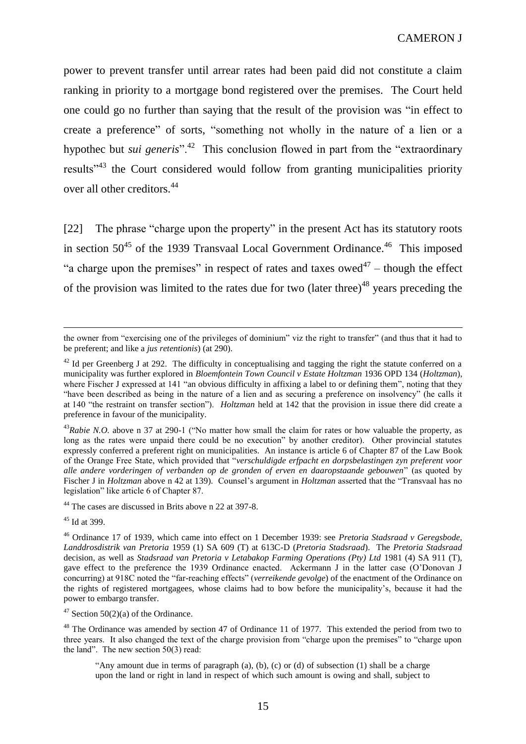power to prevent transfer until arrear rates had been paid did not constitute a claim ranking in priority to a mortgage bond registered over the premises. The Court held one could go no further than saying that the result of the provision was "in effect to create a preference" of sorts, "something not wholly in the nature of a lien or a hypothec but *sui generis*".[42] This conclusion flowed in part from the "extraordinary results"[43] the Court considered would follow from granting municipalities priority over all other creditors.[44]

[22] The phrase "charge upon the property" in the present Act has its statutory roots in section 50[45] of the 1939 Transvaal Local Government Ordinance.[46] This imposed "a charge upon the premises" in respect of rates and taxes owed[47] – though the effect of the provision was limited to the rates due for two (later three)[48] years preceding the

---

the owner from "exercising one of the privileges of dominium" viz the right to transfer" (and thus that it had to be preferent; and like a *jus retentionis*) (at 290).

[42] Id per Greenberg J at 292. The difficulty in conceptualising and tagging the right the statute conferred on a municipality was further explored in *Bloemfontein Town Council v Estate Holtzman* 1936 OPD 134 (*Holtzman*), where Fischer J expressed at 141 "an obvious difficulty in affixing a label to or defining them", noting that they "have been described as being in the nature of a lien and as securing a preference on insolvency" (he calls it at 140 "the restraint on transfer section"). *Holtzman* held at 142 that the provision in issue there did create a preference in favour of the municipality.

[43] *Rabie N.O.* above n 37 at 290-1 ("No matter how small the claim for rates or how valuable the property, as long as the rates were unpaid there could be no execution" by another creditor). Other provincial statutes expressly conferred a preferent right on municipalities. An instance is article 6 of Chapter 87 of the Law Book of the Orange Free State, which provided that "*verschuldigde erfpacht en dorpsbelastingen zyn preferent voor alle andere vorderingen of verbanden op de gronden of erven en daaropstaande gebouwen*" (as quoted by Fischer J in *Holtzman* above n 42 at 139). Counsel's argument in *Holtzman* asserted that the "Transvaal has no legislation" like article 6 of Chapter 87.

[44] The cases are discussed in Brits above n 22 at 397-8.

[45] Id at 399.

[46] Ordinance 17 of 1939, which came into effect on 1 December 1939: see *Pretoria Stadsraad v Geregsbode, Landdrosdistrik van Pretoria* 1959 (1) SA 609 (T) at 613C-D (*Pretoria Stadsraad*). The *Pretoria Stadsraad* decision, as well as *Stadsraad van Pretoria v Letabakop Farming Operations (Pty) Ltd* 1981 (4) SA 911 (T), gave effect to the preference the 1939 Ordinance enacted. Ackermann J in the latter case (O'Donovan J concurring) at 918C noted the "far-reaching effects" (*verreikende gevolge*) of the enactment of the Ordinance on the rights of registered mortgagees, whose claims had to bow before the municipality's, because it had the power to embargo transfer.

[47] Section 50(2)(a) of the Ordinance.

[48] The Ordinance was amended by section 47 of Ordinance 11 of 1977. This extended the period from two to three years. It also changed the text of the charge provision from "charge upon the premises" to "charge upon the land". The new section 50(3) read:

> "Any amount due in terms of paragraph (a), (b), (c) or (d) of subsection (1) shall be a charge upon the land or right in land in respect of which such amount is owing and shall, subject to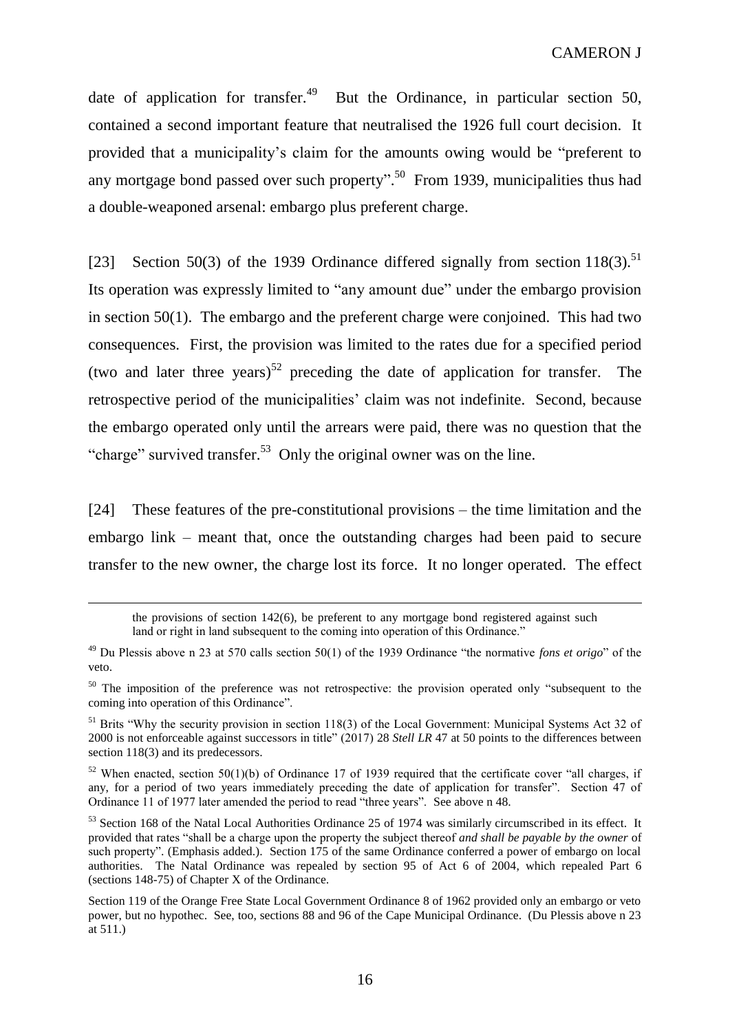date of application for transfer.[49] But the Ordinance, in particular section 50, contained a second important feature that neutralised the 1926 full court decision. It provided that a municipality's claim for the amounts owing would be "preferent to any mortgage bond passed over such property".[50] From 1939, municipalities thus had a double-weaponed arsenal: embargo plus preferent charge.

[23] Section 50(3) of the 1939 Ordinance differed signally from section 118(3).[51] Its operation was expressly limited to "any amount due" under the embargo provision in section 50(1). The embargo and the preferent charge were conjoined. This had two consequences. First, the provision was limited to the rates due for a specified period (two and later three years)[52] preceding the date of application for transfer. The retrospective period of the municipalities' claim was not indefinite. Second, because the embargo operated only until the arrears were paid, there was no question that the "charge" survived transfer.[53] Only the original owner was on the line.

[24] These features of the pre-constitutional provisions – the time limitation and the embargo link – meant that, once the outstanding charges had been paid to secure transfer to the new owner, the charge lost its force. It no longer operated. The effect

---

the provisions of section 142(6), be preferent to any mortgage bond registered against such land or right in land subsequent to the coming into operation of this Ordinance."

[49] Du Plessis above n 23 at 570 calls section 50(1) of the 1939 Ordinance "the normative *fons et origo*" of the veto.

[50] The imposition of the preference was not retrospective: the provision operated only "subsequent to the coming into operation of this Ordinance".

[51] Brits "Why the security provision in section 118(3) of the Local Government: Municipal Systems Act 32 of 2000 is not enforceable against successors in title" (2017) 28 *Stell LR* 47 at 50 points to the differences between section 118(3) and its predecessors.

[52] When enacted, section 50(1)(b) of Ordinance 17 of 1939 required that the certificate cover "all charges, if any, for a period of two years immediately preceding the date of application for transfer". Section 47 of Ordinance 11 of 1977 later amended the period to read "three years". See above n 48.

[53] Section 168 of the Natal Local Authorities Ordinance 25 of 1974 was similarly circumscribed in its effect. It provided that rates "shall be a charge upon the property the subject thereof *and shall be payable by the owner* of such property". (Emphasis added.). Section 175 of the same Ordinance conferred a power of embargo on local authorities. The Natal Ordinance was repealed by section 95 of Act 6 of 2004, which repealed Part 6 (sections 148-75) of Chapter X of the Ordinance.

Section 119 of the Orange Free State Local Government Ordinance 8 of 1962 provided only an embargo or veto power, but no hypothec. See, too, sections 88 and 96 of the Cape Municipal Ordinance. (Du Plessis above n 23 at 511.)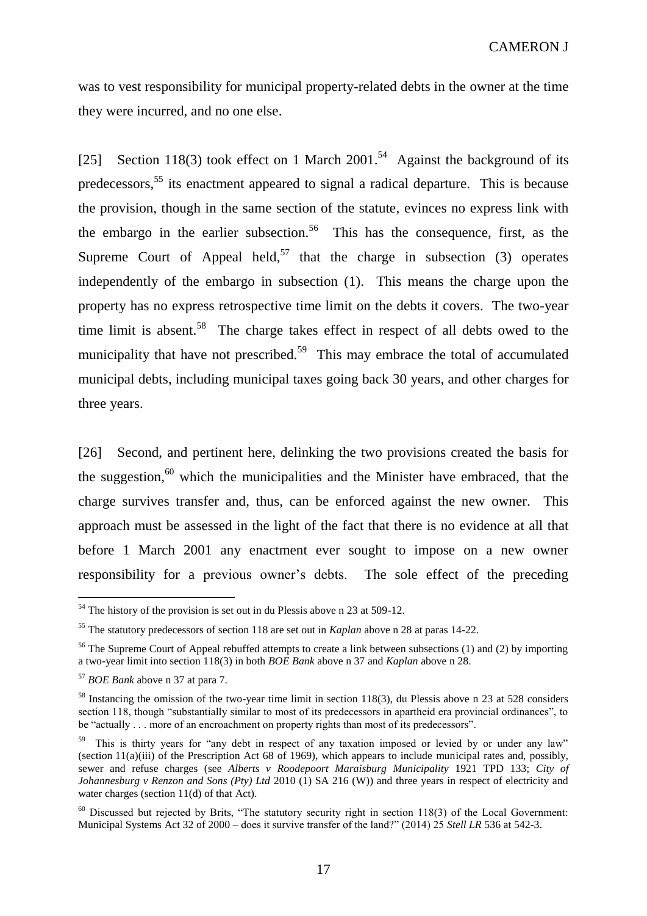was to vest responsibility for municipal property-related debts in the owner at the time they were incurred, and no one else.

[25] Section 118(3) took effect on 1 March 2001.[54] Against the background of its predecessors,[55] its enactment appeared to signal a radical departure. This is because the provision, though in the same section of the statute, evinces no express link with the embargo in the earlier subsection.[56] This has the consequence, first, as the Supreme Court of Appeal held,[57] that the charge in subsection (3) operates independently of the embargo in subsection (1). This means the charge upon the property has no express retrospective time limit on the debts it covers. The two-year time limit is absent.[58] The charge takes effect in respect of all debts owed to the municipality that have not prescribed.[59] This may embrace the total of accumulated municipal debts, including municipal taxes going back 30 years, and other charges for three years.

[26] Second, and pertinent here, delinking the two provisions created the basis for the suggestion,[60] which the municipalities and the Minister have embraced, that the charge survives transfer and, thus, can be enforced against the new owner. This approach must be assessed in the light of the fact that there is no evidence at all that before 1 March 2001 any enactment ever sought to impose on a new owner responsibility for a previous owner's debts. The sole effect of the preceding

---

[54] The history of the provision is set out in du Plessis above n 23 at 509-12.

[55] The statutory predecessors of section 118 are set out in *Kaplan* above n 28 at paras 14-22.

[56] The Supreme Court of Appeal rebuffed attempts to create a link between subsections (1) and (2) by importing a two-year limit into section 118(3) in both *BOE Bank* above n 37 and *Kaplan* above n 28.

[57] *BOE Bank* above n 37 at para 7.

[58] Instancing the omission of the two-year time limit in section 118(3), du Plessis above n 23 at 528 considers section 118, though "substantially similar to most of its predecessors in apartheid era provincial ordinances", to be "actually . . . more of an encroachment on property rights than most of its predecessors".

[59] This is thirty years for "any debt in respect of any taxation imposed or levied by or under any law" (section 11(a)(iii) of the Prescription Act 68 of 1969), which appears to include municipal rates and, possibly, sewer and refuse charges (see *Alberts v Roodepoort Maraisburg Municipality* 1921 TPD 133; *City of Johannesburg v Renzon and Sons (Pty) Ltd* 2010 (1) SA 216 (W)) and three years in respect of electricity and water charges (section 11(d) of that Act).

[60] Discussed but rejected by Brits, "The statutory security right in section 118(3) of the Local Government: Municipal Systems Act 32 of 2000 – does it survive transfer of the land?" (2014) 25 *Stell LR* 536 at 542-3.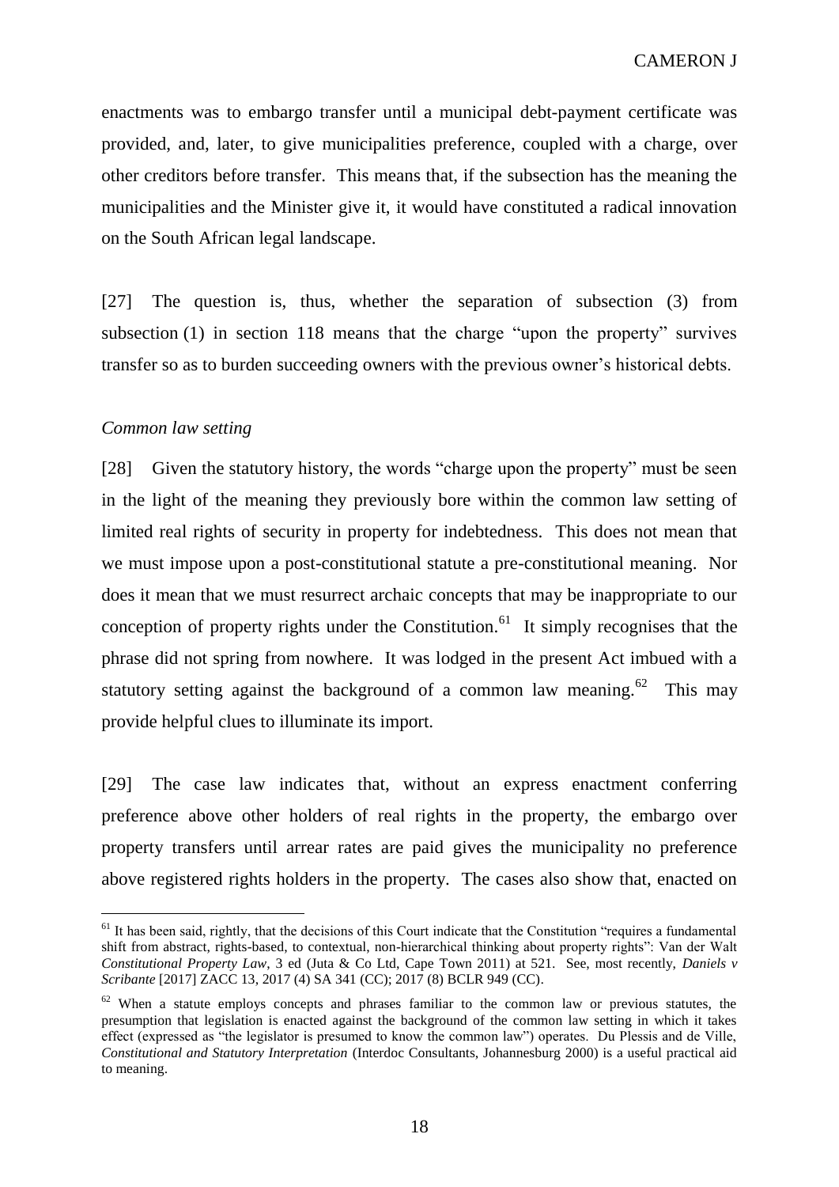enactments was to embargo transfer until a municipal debt-payment certificate was provided, and, later, to give municipalities preference, coupled with a charge, over other creditors before transfer. This means that, if the subsection has the meaning the municipalities and the Minister give it, it would have constituted a radical innovation on the South African legal landscape.

[27] The question is, thus, whether the separation of subsection (3) from subsection (1) in section 118 means that the charge "upon the property" survives transfer so as to burden succeeding owners with the previous owner's historical debts.

*Common law setting*

[28] Given the statutory history, the words "charge upon the property" must be seen in the light of the meaning they previously bore within the common law setting of limited real rights of security in property for indebtedness. This does not mean that we must impose upon a post-constitutional statute a pre-constitutional meaning. Nor does it mean that we must resurrect archaic concepts that may be inappropriate to our conception of property rights under the Constitution.[61] It simply recognises that the phrase did not spring from nowhere. It was lodged in the present Act imbued with a statutory setting against the background of a common law meaning.[62] This may provide helpful clues to illuminate its import.

[29] The case law indicates that, without an express enactment conferring preference above other holders of real rights in the property, the embargo over property transfers until arrear rates are paid gives the municipality no preference above registered rights holders in the property. The cases also show that, enacted on

---

[61] It has been said, rightly, that the decisions of this Court indicate that the Constitution "requires a fundamental shift from abstract, rights-based, to contextual, non-hierarchical thinking about property rights": Van der Walt *Constitutional Property Law*, 3 ed (Juta & Co Ltd, Cape Town 2011) at 521. See, most recently, *Daniels v Scribante* [2017] ZACC 13, 2017 (4) SA 341 (CC); 2017 (8) BCLR 949 (CC).

[62] When a statute employs concepts and phrases familiar to the common law or previous statutes, the presumption that legislation is enacted against the background of the common law setting in which it takes effect (expressed as "the legislator is presumed to know the common law") operates. Du Plessis and de Ville, *Constitutional and Statutory Interpretation* (Interdoc Consultants, Johannesburg 2000) is a useful practical aid to meaning.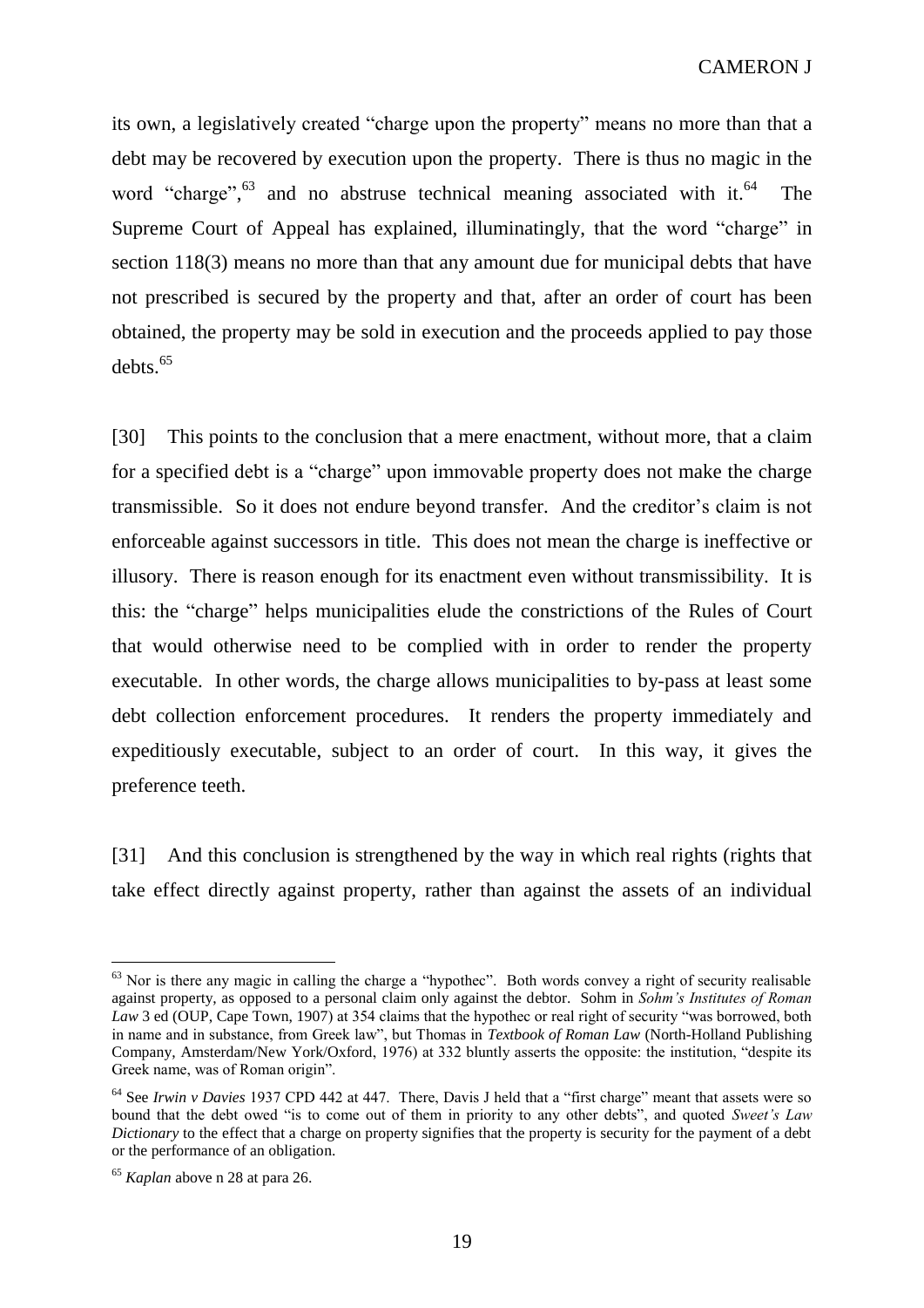its own, a legislatively created "charge upon the property" means no more than that a debt may be recovered by execution upon the property. There is thus no magic in the word "charge",[63] and no abstruse technical meaning associated with it.[64] The Supreme Court of Appeal has explained, illuminatingly, that the word "charge" in section 118(3) means no more than that any amount due for municipal debts that have not prescribed is secured by the property and that, after an order of court has been obtained, the property may be sold in execution and the proceeds applied to pay those debts.[65]

[30] This points to the conclusion that a mere enactment, without more, that a claim for a specified debt is a "charge" upon immovable property does not make the charge transmissible. So it does not endure beyond transfer. And the creditor's claim is not enforceable against successors in title. This does not mean the charge is ineffective or illusory. There is reason enough for its enactment even without transmissibility. It is this: the "charge" helps municipalities elude the constrictions of the Rules of Court that would otherwise need to be complied with in order to render the property executable. In other words, the charge allows municipalities to by-pass at least some debt collection enforcement procedures. It renders the property immediately and expeditiously executable, subject to an order of court. In this way, it gives the preference teeth.

[31] And this conclusion is strengthened by the way in which real rights (rights that take effect directly against property, rather than against the assets of an individual

---

[63] Nor is there any magic in calling the charge a "hypothec". Both words convey a right of security realisable against property, as opposed to a personal claim only against the debtor. Sohm in *Sohm's Institutes of Roman Law* 3 ed (OUP, Cape Town, 1907) at 354 claims that the hypothec or real right of security "was borrowed, both in name and in substance, from Greek law", but Thomas in *Textbook of Roman Law* (North-Holland Publishing Company, Amsterdam/New York/Oxford, 1976) at 332 bluntly asserts the opposite: the institution, "despite its Greek name, was of Roman origin".

[64] See *Irwin v Davies* 1937 CPD 442 at 447. There, Davis J held that a "first charge" meant that assets were so bound that the debt owed "is to come out of them in priority to any other debts", and quoted *Sweet's Law Dictionary* to the effect that a charge on property signifies that the property is security for the payment of a debt or the performance of an obligation.

[65] *Kaplan* above n 28 at para 26.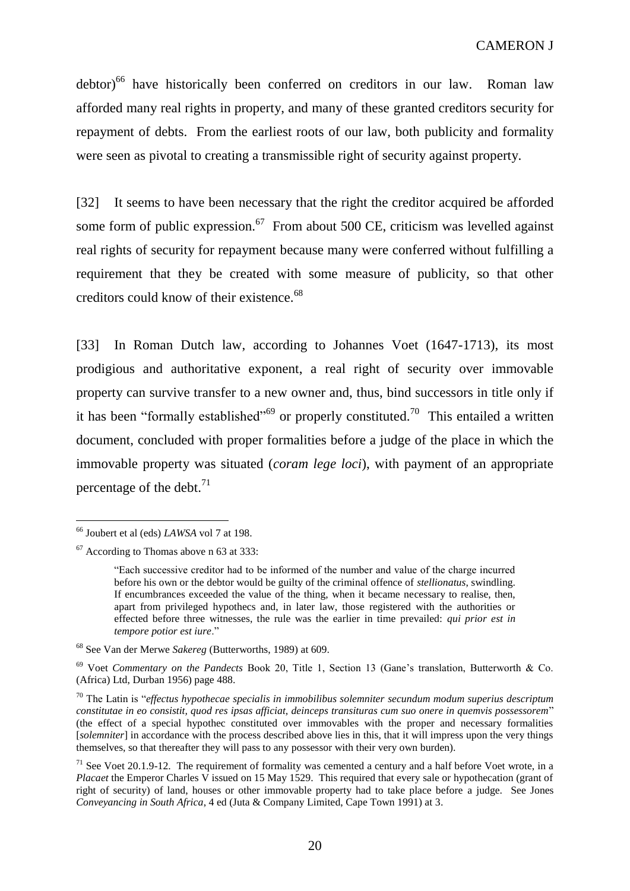debtor)[66] have historically been conferred on creditors in our law. Roman law afforded many real rights in property, and many of these granted creditors security for repayment of debts. From the earliest roots of our law, both publicity and formality were seen as pivotal to creating a transmissible right of security against property.

[32] It seems to have been necessary that the right the creditor acquired be afforded some form of public expression.[67] From about 500 CE, criticism was levelled against real rights of security for repayment because many were conferred without fulfilling a requirement that they be created with some measure of publicity, so that other creditors could know of their existence.[68]

[33] In Roman Dutch law, according to Johannes Voet (1647-1713), its most prodigious and authoritative exponent, a real right of security over immovable property can survive transfer to a new owner and, thus, bind successors in title only if it has been "formally established"[69] or properly constituted.[70] This entailed a written document, concluded with proper formalities before a judge of the place in which the immovable property was situated (*coram lege loci*), with payment of an appropriate percentage of the debt.[71]

---

[66] Joubert et al (eds) *LAWSA* vol 7 at 198.

[67] According to Thomas above n 63 at 333:

> "Each successive creditor had to be informed of the number and value of the charge incurred before his own or the debtor would be guilty of the criminal offence of *stellionatus*, swindling. If encumbrances exceeded the value of the thing, when it became necessary to realise, then, apart from privileged hypothecs and, in later law, those registered with the authorities or effected before three witnesses, the rule was the earlier in time prevailed: *qui prior est in tempore potior est iure*."

[68] See Van der Merwe *Sakereg* (Butterworths, 1989) at 609.

[69] Voet *Commentary on the Pandects* Book 20, Title 1, Section 13 (Gane's translation, Butterworth & Co. (Africa) Ltd, Durban 1956) page 488.

[70] The Latin is "*effectus hypothecae specialis in immobilibus solemniter secundum modum superius descriptum constitutae in eo consistit, quod res ipsas afficiat, deinceps transituras cum suo onere in quemvis possessorem*" (the effect of a special hypothec constituted over immovables with the proper and necessary formalities [*solemniter*] in accordance with the process described above lies in this, that it will impress upon the very things themselves, so that thereafter they will pass to any possessor with their very own burden).

[71] See Voet 20.1.9-12. The requirement of formality was cemented a century and a half before Voet wrote, in a *Placaet* the Emperor Charles V issued on 15 May 1529. This required that every sale or hypothecation (grant of right of security) of land, houses or other immovable property had to take place before a judge. See Jones *Conveyancing in South Africa*, 4 ed (Juta & Company Limited, Cape Town 1991) at 3.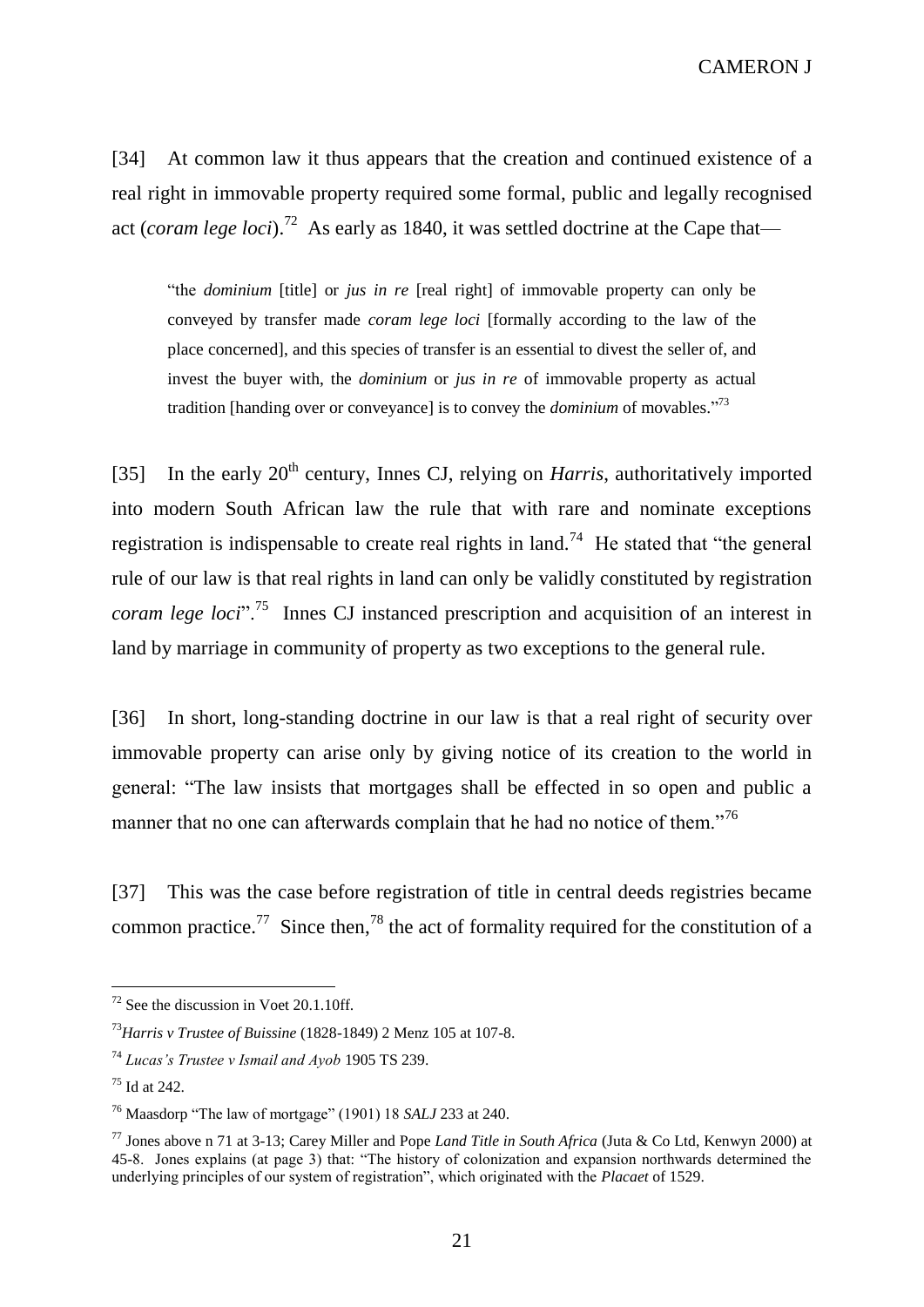[34] At common law it thus appears that the creation and continued existence of a real right in immovable property required some formal, public and legally recognised act (*coram lege loci*).[72] As early as 1840, it was settled doctrine at the Cape that—

> "the *dominium* [title] or *jus in re* [real right] of immovable property can only be conveyed by transfer made *coram lege loci* [formally according to the law of the place concerned], and this species of transfer is an essential to divest the seller of, and invest the buyer with, the *dominium* or *jus in re* of immovable property as actual tradition [handing over or conveyance] is to convey the *dominium* of movables."[73]

[35] In the early 20th century, Innes CJ, relying on *Harris*, authoritatively imported into modern South African law the rule that with rare and nominate exceptions registration is indispensable to create real rights in land.[74] He stated that "the general rule of our law is that real rights in land can only be validly constituted by registration *coram lege loci*".[75] Innes CJ instanced prescription and acquisition of an interest in land by marriage in community of property as two exceptions to the general rule.

[36] In short, long-standing doctrine in our law is that a real right of security over immovable property can arise only by giving notice of its creation to the world in general: "The law insists that mortgages shall be effected in so open and public a manner that no one can afterwards complain that he had no notice of them."[76]

[37] This was the case before registration of title in central deeds registries became common practice.[77] Since then,[78] the act of formality required for the constitution of a

---

[72] See the discussion in Voet 20.1.10ff.

[73] *Harris v Trustee of Buissine* (1828-1849) 2 Menz 105 at 107-8.

[74] *Lucas's Trustee v Ismail and Ayob* 1905 TS 239.

[75] Id at 242.

[76] Maasdorp "The law of mortgage" (1901) 18 *SALJ* 233 at 240.

[77] Jones above n 71 at 3-13; Carey Miller and Pope *Land Title in South Africa* (Juta & Co Ltd, Kenwyn 2000) at 45-8. Jones explains (at page 3) that: "The history of colonization and expansion northwards determined the underlying principles of our system of registration", which originated with the *Placaet* of 1529.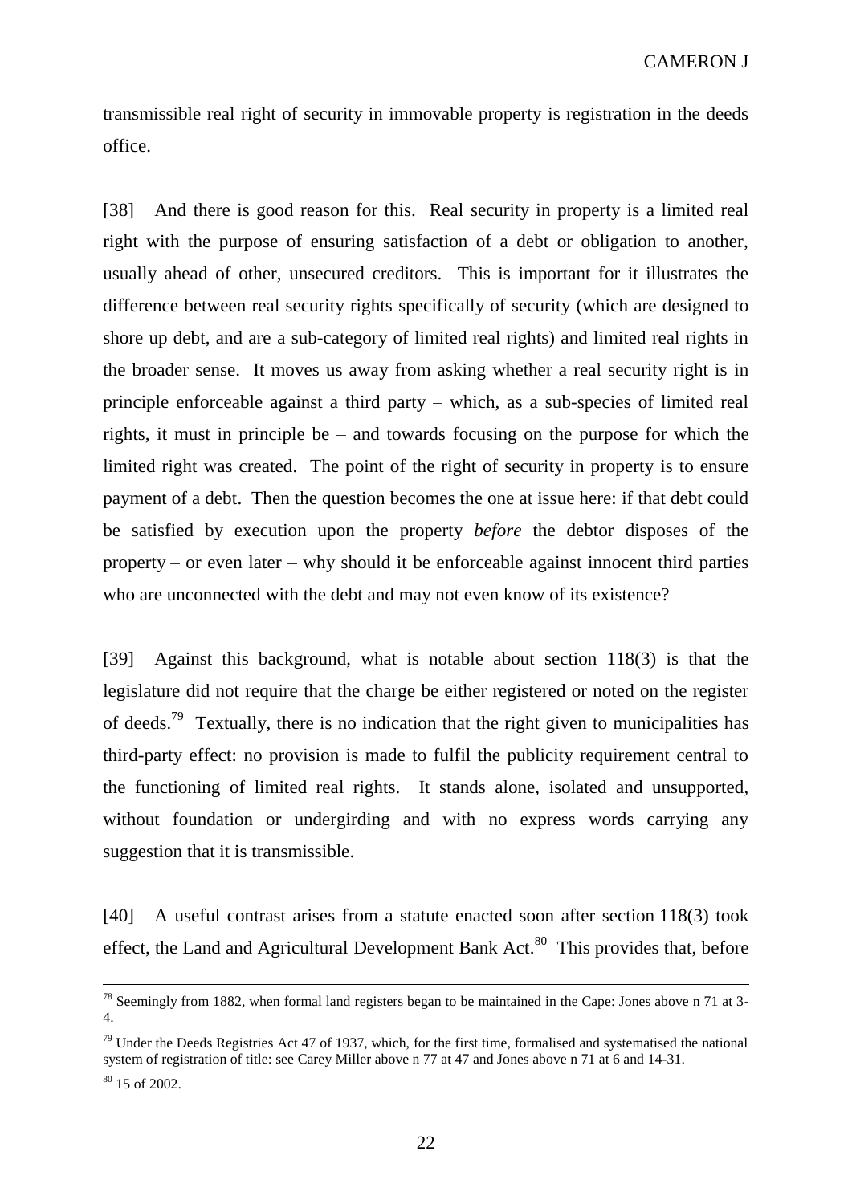transmissible real right of security in immovable property is registration in the deeds office.

[38] And there is good reason for this. Real security in property is a limited real right with the purpose of ensuring satisfaction of a debt or obligation to another, usually ahead of other, unsecured creditors. This is important for it illustrates the difference between real security rights specifically of security (which are designed to shore up debt, and are a sub-category of limited real rights) and limited real rights in the broader sense. It moves us away from asking whether a real security right is in principle enforceable against a third party – which, as a sub-species of limited real rights, it must in principle be – and towards focusing on the purpose for which the limited right was created. The point of the right of security in property is to ensure payment of a debt. Then the question becomes the one at issue here: if that debt could be satisfied by execution upon the property *before* the debtor disposes of the property – or even later – why should it be enforceable against innocent third parties who are unconnected with the debt and may not even know of its existence?

[39] Against this background, what is notable about section 118(3) is that the legislature did not require that the charge be either registered or noted on the register of deeds.[79] Textually, there is no indication that the right given to municipalities has third-party effect: no provision is made to fulfil the publicity requirement central to the functioning of limited real rights. It stands alone, isolated and unsupported, without foundation or undergirding and with no express words carrying any suggestion that it is transmissible.

[40] A useful contrast arises from a statute enacted soon after section 118(3) took effect, the Land and Agricultural Development Bank Act.[80] This provides that, before

---

[78] Seemingly from 1882, when formal land registers began to be maintained in the Cape: Jones above n 71 at 3-4.

[79] Under the Deeds Registries Act 47 of 1937, which, for the first time, formalised and systematised the national system of registration of title: see Carey Miller above n 77 at 47 and Jones above n 71 at 6 and 14-31.

[80] 15 of 2002.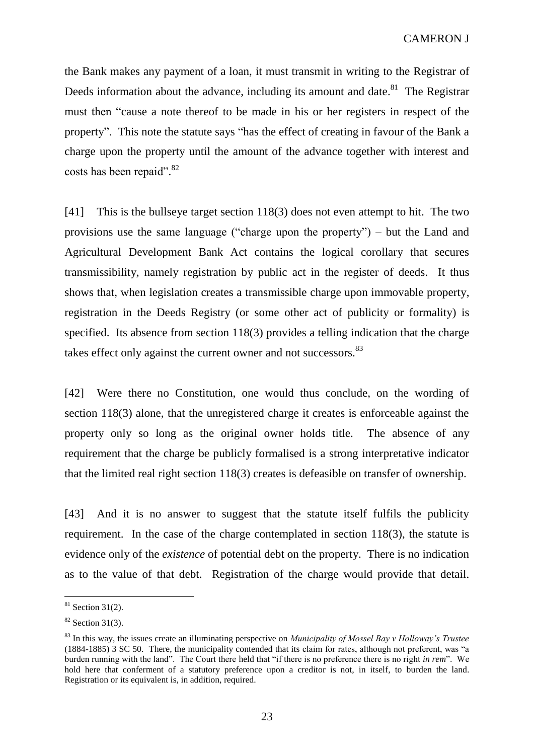the Bank makes any payment of a loan, it must transmit in writing to the Registrar of Deeds information about the advance, including its amount and date.[81] The Registrar must then "cause a note thereof to be made in his or her registers in respect of the property". This note the statute says "has the effect of creating in favour of the Bank a charge upon the property until the amount of the advance together with interest and costs has been repaid".[82]

[41] This is the bullseye target section 118(3) does not even attempt to hit. The two provisions use the same language ("charge upon the property") – but the Land and Agricultural Development Bank Act contains the logical corollary that secures transmissibility, namely registration by public act in the register of deeds. It thus shows that, when legislation creates a transmissible charge upon immovable property, registration in the Deeds Registry (or some other act of publicity or formality) is specified. Its absence from section 118(3) provides a telling indication that the charge takes effect only against the current owner and not successors.[83]

[42] Were there no Constitution, one would thus conclude, on the wording of section 118(3) alone, that the unregistered charge it creates is enforceable against the property only so long as the original owner holds title. The absence of any requirement that the charge be publicly formalised is a strong interpretative indicator that the limited real right section 118(3) creates is defeasible on transfer of ownership.

[43] And it is no answer to suggest that the statute itself fulfils the publicity requirement. In the case of the charge contemplated in section 118(3), the statute is evidence only of the *existence* of potential debt on the property. There is no indication as to the value of that debt. Registration of the charge would provide that detail.

---

[81] Section 31(2).

[82] Section 31(3).

[83] In this way, the issues create an illuminating perspective on *Municipality of Mossel Bay v Holloway's Trustee* (1884-1885) 3 SC 50. There, the municipality contended that its claim for rates, although not preferent, was "a burden running with the land". The Court there held that "if there is no preference there is no right *in rem*". We hold here that conferment of a statutory preference upon a creditor is not, in itself, to burden the land. Registration or its equivalent is, in addition, required.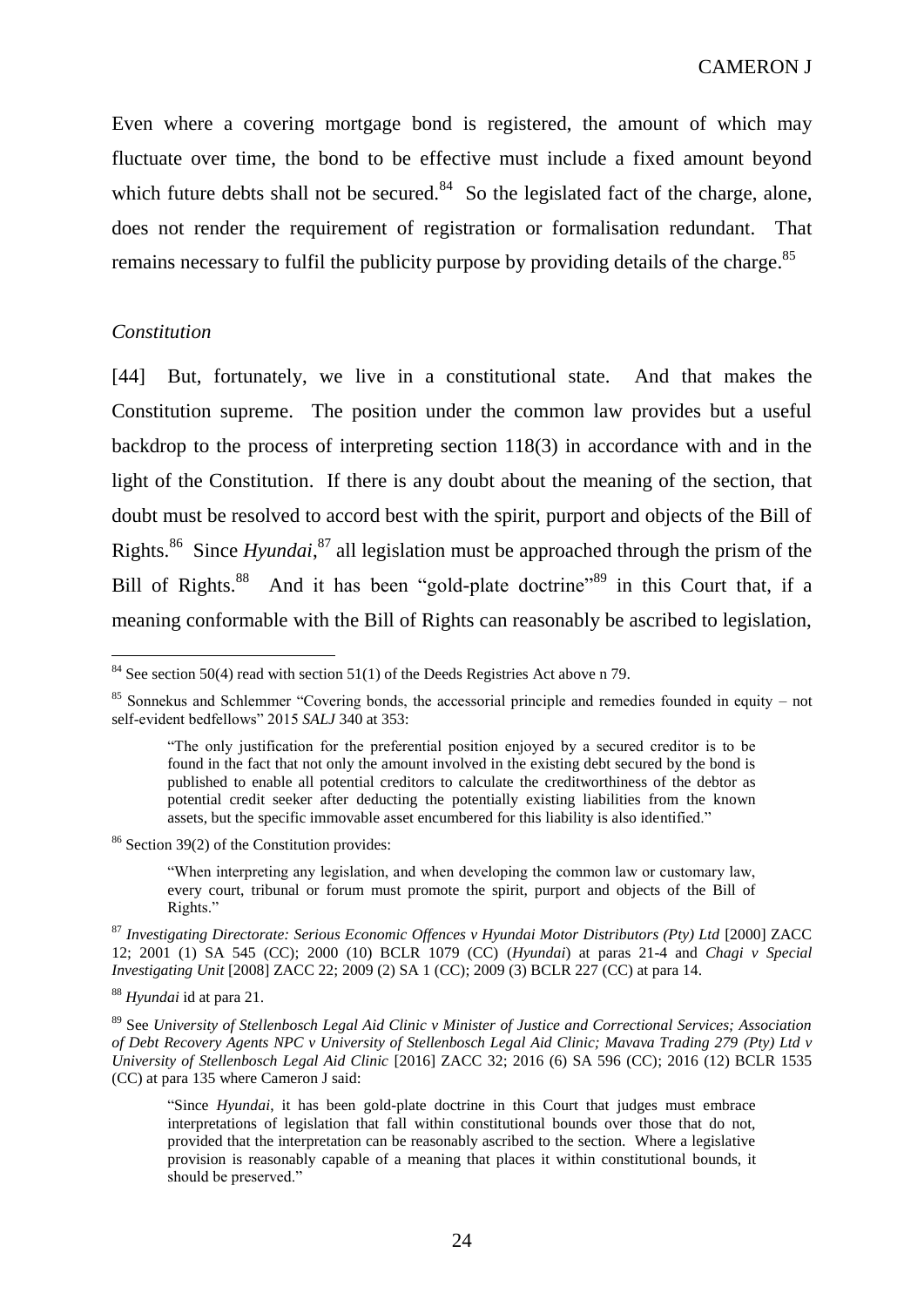Even where a covering mortgage bond is registered, the amount of which may fluctuate over time, the bond to be effective must include a fixed amount beyond which future debts shall not be secured.[84] So the legislated fact of the charge, alone, does not render the requirement of registration or formalisation redundant. That remains necessary to fulfil the publicity purpose by providing details of the charge.[85]

### *Constitution*

[44] But, fortunately, we live in a constitutional state. And that makes the Constitution supreme. The position under the common law provides but a useful backdrop to the process of interpreting section 118(3) in accordance with and in the light of the Constitution. If there is any doubt about the meaning of the section, that doubt must be resolved to accord best with the spirit, purport and objects of the Bill of Rights.[86] Since *Hyundai*,[87] all legislation must be approached through the prism of the Bill of Rights.[88] And it has been "gold-plate doctrine"[89] in this Court that, if a meaning conformable with the Bill of Rights can reasonably be ascribed to legislation,

---

[84] See section 50(4) read with section 51(1) of the Deeds Registries Act above n 79.

[85] Sonnekus and Schlemmer "Covering bonds, the accessorial principle and remedies founded in equity – not self-evident bedfellows" 2015 *SALJ* 340 at 353:

> "The only justification for the preferential position enjoyed by a secured creditor is to be found in the fact that not only the amount involved in the existing debt secured by the bond is published to enable all potential creditors to calculate the creditworthiness of the debtor as potential credit seeker after deducting the potentially existing liabilities from the known assets, but the specific immovable asset encumbered for this liability is also identified."

[86] Section 39(2) of the Constitution provides:

> "When interpreting any legislation, and when developing the common law or customary law, every court, tribunal or forum must promote the spirit, purport and objects of the Bill of Rights."

[87] *Investigating Directorate: Serious Economic Offences v Hyundai Motor Distributors (Pty) Ltd* [2000] ZACC 12; 2001 (1) SA 545 (CC); 2000 (10) BCLR 1079 (CC) (*Hyundai*) at paras 21-4 and *Chagi v Special Investigating Unit* [2008] ZACC 22; 2009 (2) SA 1 (CC); 2009 (3) BCLR 227 (CC) at para 14.

[88] *Hyundai* id at para 21.

[89] See *University of Stellenbosch Legal Aid Clinic v Minister of Justice and Correctional Services; Association of Debt Recovery Agents NPC v University of Stellenbosch Legal Aid Clinic; Mavava Trading 279 (Pty) Ltd v University of Stellenbosch Legal Aid Clinic* [2016] ZACC 32; 2016 (6) SA 596 (CC); 2016 (12) BCLR 1535 (CC) at para 135 where Cameron J said:

> "Since *Hyundai*, it has been gold-plate doctrine in this Court that judges must embrace interpretations of legislation that fall within constitutional bounds over those that do not, provided that the interpretation can be reasonably ascribed to the section. Where a legislative provision is reasonably capable of a meaning that places it within constitutional bounds, it should be preserved."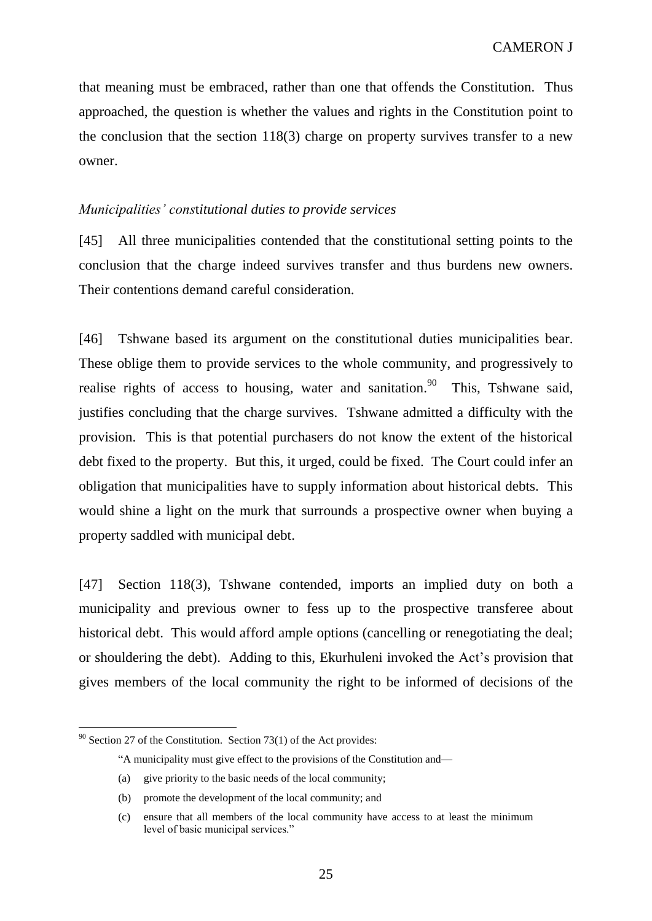that meaning must be embraced, rather than one that offends the Constitution. Thus approached, the question is whether the values and rights in the Constitution point to the conclusion that the section 118(3) charge on property survives transfer to a new owner.

*Municipalities' constitutional duties to provide services*

[45] All three municipalities contended that the constitutional setting points to the conclusion that the charge indeed survives transfer and thus burdens new owners. Their contentions demand careful consideration.

[46] Tshwane based its argument on the constitutional duties municipalities bear. These oblige them to provide services to the whole community, and progressively to realise rights of access to housing, water and sanitation.[90] This, Tshwane said, justifies concluding that the charge survives. Tshwane admitted a difficulty with the provision. This is that potential purchasers do not know the extent of the historical debt fixed to the property. But this, it urged, could be fixed. The Court could infer an obligation that municipalities have to supply information about historical debts. This would shine a light on the murk that surrounds a prospective owner when buying a property saddled with municipal debt.

[47] Section 118(3), Tshwane contended, imports an implied duty on both a municipality and previous owner to fess up to the prospective transferee about historical debt. This would afford ample options (cancelling or renegotiating the deal; or shouldering the debt). Adding to this, Ekurhuleni invoked the Act's provision that gives members of the local community the right to be informed of decisions of the

---

[90] Section 27 of the Constitution. Section 73(1) of the Act provides:

> "A municipality must give effect to the provisions of the Constitution and—
>
> (a) give priority to the basic needs of the local community;
>
> (b) promote the development of the local community; and
>
> (c) ensure that all members of the local community have access to at least the minimum level of basic municipal services."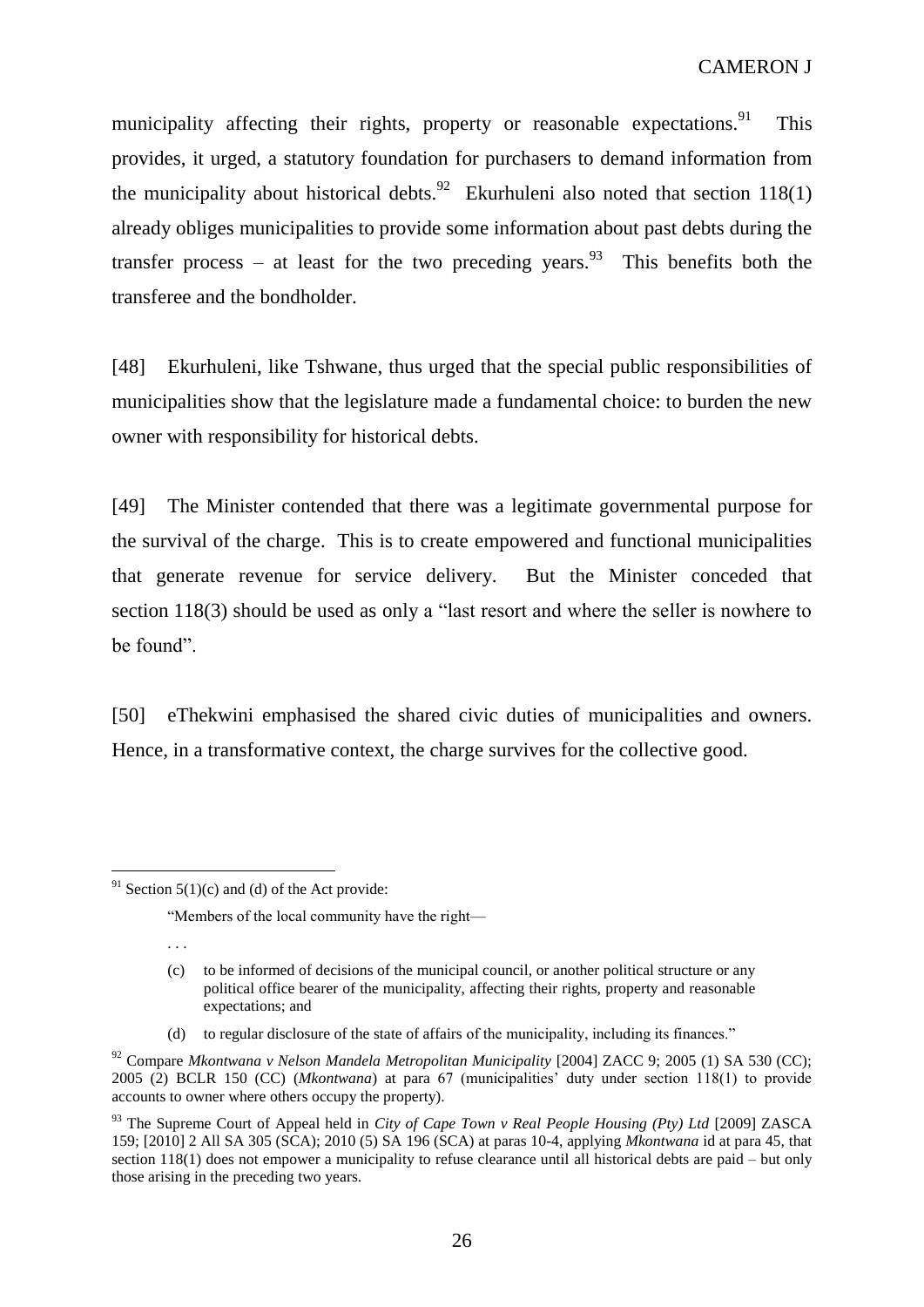municipality affecting their rights, property or reasonable expectations.[91] This provides, it urged, a statutory foundation for purchasers to demand information from the municipality about historical debts.[92] Ekurhuleni also noted that section 118(1) already obliges municipalities to provide some information about past debts during the transfer process – at least for the two preceding years.[93] This benefits both the transferee and the bondholder.

[48] Ekurhuleni, like Tshwane, thus urged that the special public responsibilities of municipalities show that the legislature made a fundamental choice: to burden the new owner with responsibility for historical debts.

[49] The Minister contended that there was a legitimate governmental purpose for the survival of the charge. This is to create empowered and functional municipalities that generate revenue for service delivery. But the Minister conceded that section 118(3) should be used as only a "last resort and where the seller is nowhere to be found".

[50] eThekwini emphasised the shared civic duties of municipalities and owners. Hence, in a transformative context, the charge survives for the collective good.

---

[91] Section 5(1)(c) and (d) of the Act provide:

> "Members of the local community have the right—
>
> . . .
>
> (c) to be informed of decisions of the municipal council, or another political structure or any political office bearer of the municipality, affecting their rights, property and reasonable expectations; and
>
> (d) to regular disclosure of the state of affairs of the municipality, including its finances."

[92] Compare *Mkontwana v Nelson Mandela Metropolitan Municipality* [2004] ZACC 9; 2005 (1) SA 530 (CC); 2005 (2) BCLR 150 (CC) (*Mkontwana*) at para 67 (municipalities' duty under section 118(1) to provide accounts to owner where others occupy the property).

[93] The Supreme Court of Appeal held in *City of Cape Town v Real People Housing (Pty) Ltd* [2009] ZASCA 159; [2010] 2 All SA 305 (SCA); 2010 (5) SA 196 (SCA) at paras 10-4, applying *Mkontwana* id at para 45, that section 118(1) does not empower a municipality to refuse clearance until all historical debts are paid – but only those arising in the preceding two years.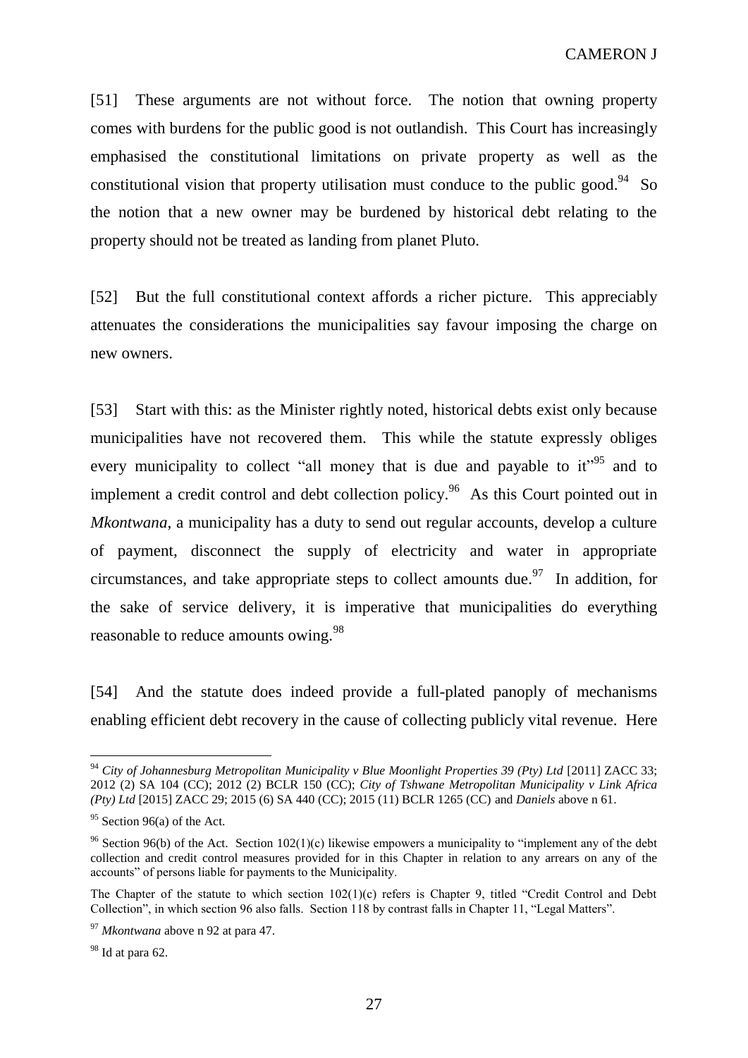[51] These arguments are not without force. The notion that owning property comes with burdens for the public good is not outlandish. This Court has increasingly emphasised the constitutional limitations on private property as well as the constitutional vision that property utilisation must conduce to the public good.[94] So the notion that a new owner may be burdened by historical debt relating to the property should not be treated as landing from planet Pluto.

[52] But the full constitutional context affords a richer picture. This appreciably attenuates the considerations the municipalities say favour imposing the charge on new owners.

[53] Start with this: as the Minister rightly noted, historical debts exist only because municipalities have not recovered them. This while the statute expressly obliges every municipality to collect "all money that is due and payable to it"[95] and to implement a credit control and debt collection policy.[96] As this Court pointed out in *Mkontwana*, a municipality has a duty to send out regular accounts, develop a culture of payment, disconnect the supply of electricity and water in appropriate circumstances, and take appropriate steps to collect amounts due.[97] In addition, for the sake of service delivery, it is imperative that municipalities do everything reasonable to reduce amounts owing.[98]

[54] And the statute does indeed provide a full-plated panoply of mechanisms enabling efficient debt recovery in the cause of collecting publicly vital revenue. Here

---

[94] *City of Johannesburg Metropolitan Municipality v Blue Moonlight Properties 39 (Pty) Ltd* [2011] ZACC 33; 2012 (2) SA 104 (CC); 2012 (2) BCLR 150 (CC); *City of Tshwane Metropolitan Municipality v Link Africa (Pty) Ltd* [2015] ZACC 29; 2015 (6) SA 440 (CC); 2015 (11) BCLR 1265 (CC) and *Daniels* above n 61.

[95] Section 96(a) of the Act.

[96] Section 96(b) of the Act. Section 102(1)(c) likewise empowers a municipality to "implement any of the debt collection and credit control measures provided for in this Chapter in relation to any arrears on any of the accounts" of persons liable for payments to the Municipality.

The Chapter of the statute to which section 102(1)(c) refers is Chapter 9, titled "Credit Control and Debt Collection", in which section 96 also falls. Section 118 by contrast falls in Chapter 11, "Legal Matters".

[97] *Mkontwana* above n 92 at para 47.

[98] Id at para 62.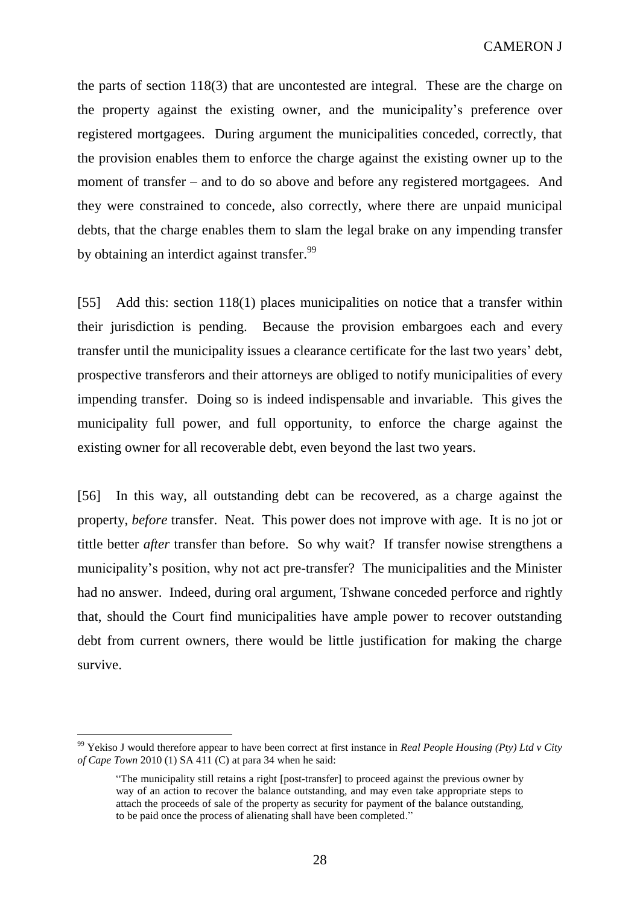the parts of section 118(3) that are uncontested are integral. These are the charge on the property against the existing owner, and the municipality's preference over registered mortgagees. During argument the municipalities conceded, correctly, that the provision enables them to enforce the charge against the existing owner up to the moment of transfer – and to do so above and before any registered mortgagees. And they were constrained to concede, also correctly, where there are unpaid municipal debts, that the charge enables them to slam the legal brake on any impending transfer by obtaining an interdict against transfer.[99]

[55] Add this: section 118(1) places municipalities on notice that a transfer within their jurisdiction is pending. Because the provision embargoes each and every transfer until the municipality issues a clearance certificate for the last two years' debt, prospective transferors and their attorneys are obliged to notify municipalities of every impending transfer. Doing so is indeed indispensable and invariable. This gives the municipality full power, and full opportunity, to enforce the charge against the existing owner for all recoverable debt, even beyond the last two years.

[56] In this way, all outstanding debt can be recovered, as a charge against the property, *before* transfer. Neat. This power does not improve with age. It is no jot or tittle better *after* transfer than before. So why wait? If transfer nowise strengthens a municipality's position, why not act pre-transfer? The municipalities and the Minister had no answer. Indeed, during oral argument, Tshwane conceded perforce and rightly that, should the Court find municipalities have ample power to recover outstanding debt from current owners, there would be little justification for making the charge survive.

---

[99] Yekiso J would therefore appear to have been correct at first instance in *Real People Housing (Pty) Ltd v City of Cape Town* 2010 (1) SA 411 (C) at para 34 when he said:

> "The municipality still retains a right [post-transfer] to proceed against the previous owner by way of an action to recover the balance outstanding, and may even take appropriate steps to attach the proceeds of sale of the property as security for payment of the balance outstanding, to be paid once the process of alienating shall have been completed."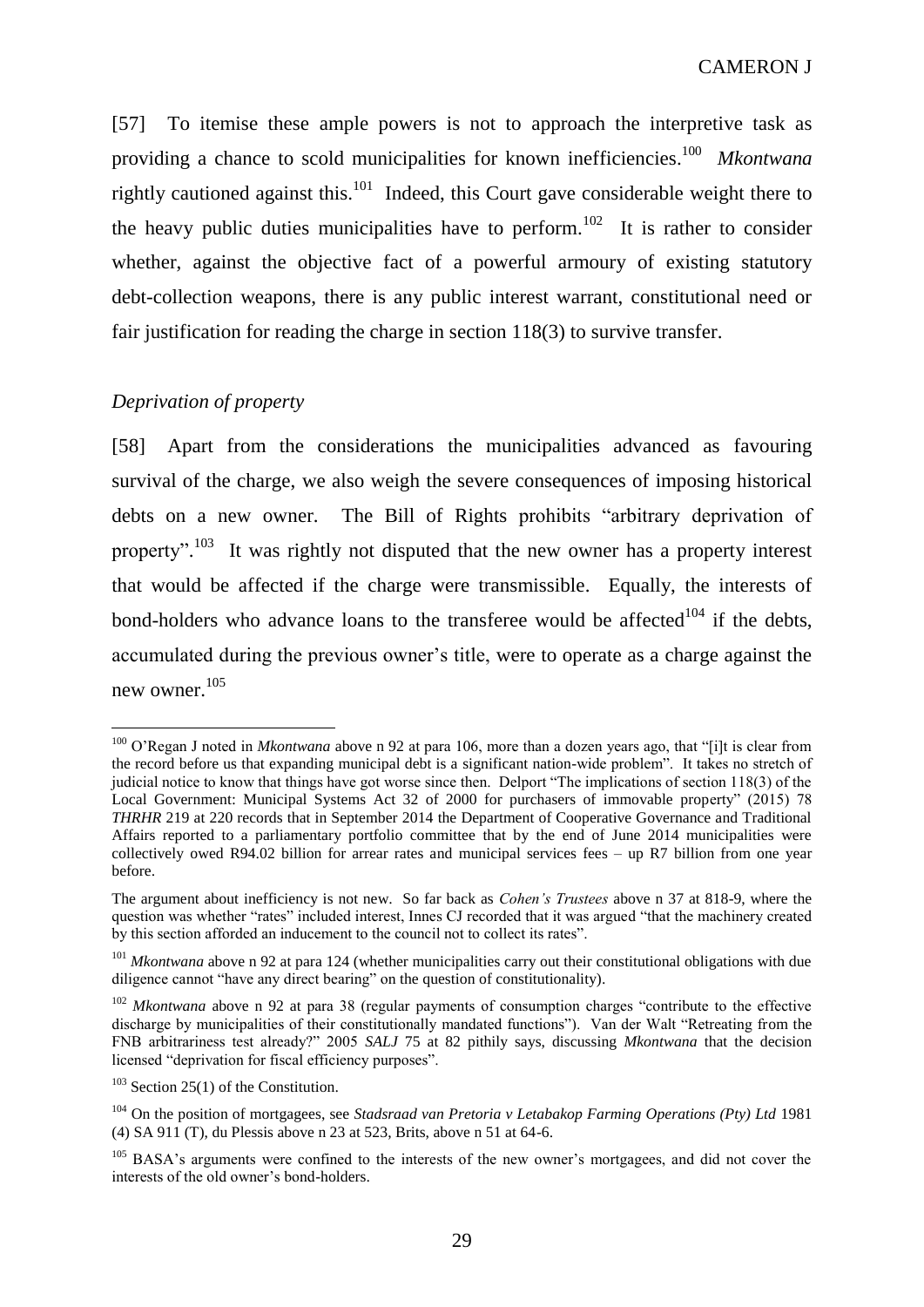[57] To itemise these ample powers is not to approach the interpretive task as providing a chance to scold municipalities for known inefficiencies.[100] *Mkontwana* rightly cautioned against this.[101] Indeed, this Court gave considerable weight there to the heavy public duties municipalities have to perform.[102] It is rather to consider whether, against the objective fact of a powerful armoury of existing statutory debt-collection weapons, there is any public interest warrant, constitutional need or fair justification for reading the charge in section 118(3) to survive transfer.

*Deprivation of property*

[58] Apart from the considerations the municipalities advanced as favouring survival of the charge, we also weigh the severe consequences of imposing historical debts on a new owner. The Bill of Rights prohibits "arbitrary deprivation of property".[103] It was rightly not disputed that the new owner has a property interest that would be affected if the charge were transmissible. Equally, the interests of bond-holders who advance loans to the transferee would be affected[104] if the debts, accumulated during the previous owner's title, were to operate as a charge against the new owner.[105]

---

[100] O'Regan J noted in *Mkontwana* above n 92 at para 106, more than a dozen years ago, that "[i]t is clear from the record before us that expanding municipal debt is a significant nation-wide problem". It takes no stretch of judicial notice to know that things have got worse since then. Delport "The implications of section 118(3) of the Local Government: Municipal Systems Act 32 of 2000 for purchasers of immovable property" (2015) 78 *THRHR* 219 at 220 records that in September 2014 the Department of Cooperative Governance and Traditional Affairs reported to a parliamentary portfolio committee that by the end of June 2014 municipalities were collectively owed R94.02 billion for arrear rates and municipal services fees – up R7 billion from one year before.

The argument about inefficiency is not new. So far back as *Cohen's Trustees* above n 37 at 818-9, where the question was whether "rates" included interest, Innes CJ recorded that it was argued "that the machinery created by this section afforded an inducement to the council not to collect its rates".

[101] *Mkontwana* above n 92 at para 124 (whether municipalities carry out their constitutional obligations with due diligence cannot "have any direct bearing" on the question of constitutionality).

[102] *Mkontwana* above n 92 at para 38 (regular payments of consumption charges "contribute to the effective discharge by municipalities of their constitutionally mandated functions"). Van der Walt "Retreating from the FNB arbitrariness test already?" 2005 *SALJ* 75 at 82 pithily says, discussing *Mkontwana* that the decision licensed "deprivation for fiscal efficiency purposes".

[103] Section 25(1) of the Constitution.

[104] On the position of mortgagees, see *Stadsraad van Pretoria v Letabakop Farming Operations (Pty) Ltd* 1981 (4) SA 911 (T), du Plessis above n 23 at 523, Brits, above n 51 at 64-6.

[105] BASA's arguments were confined to the interests of the new owner's mortgagees, and did not cover the interests of the old owner's bond-holders.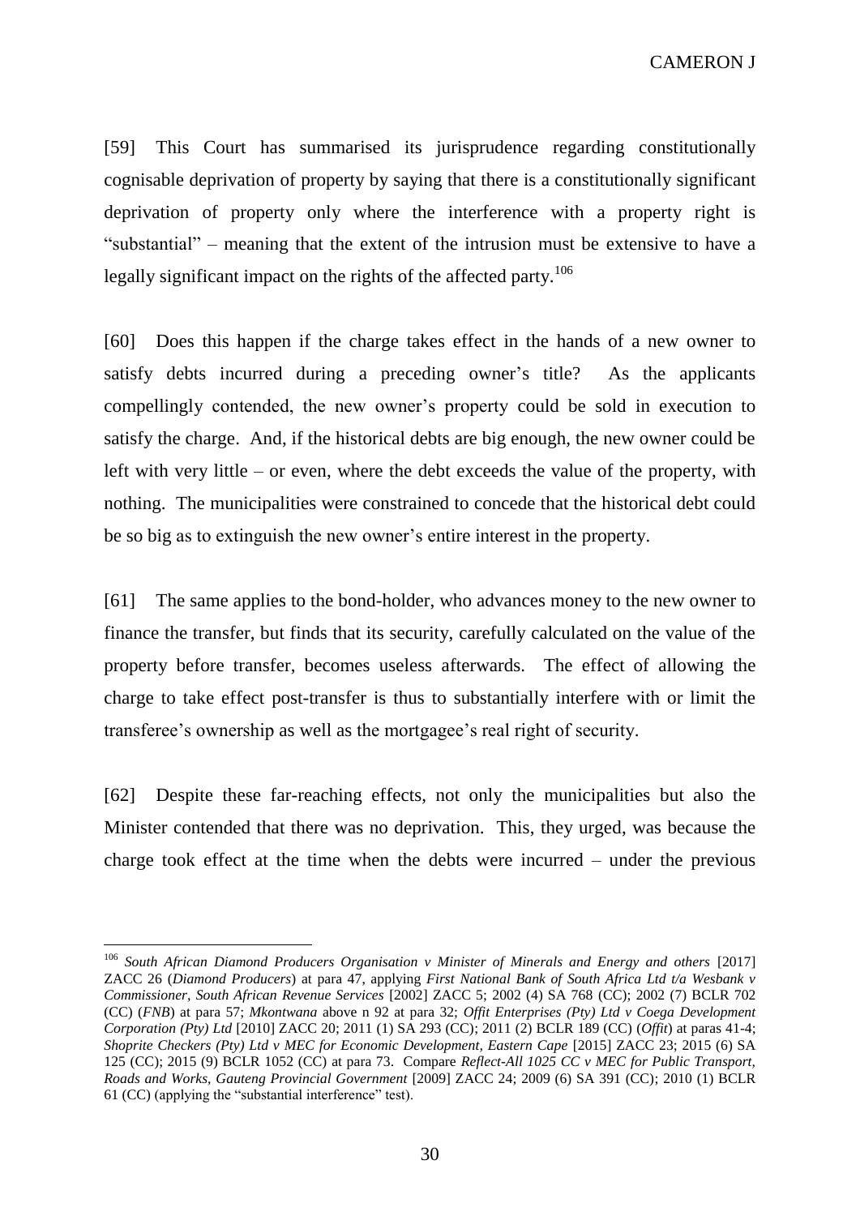[59] This Court has summarised its jurisprudence regarding constitutionally cognisable deprivation of property by saying that there is a constitutionally significant deprivation of property only where the interference with a property right is "substantial" – meaning that the extent of the intrusion must be extensive to have a legally significant impact on the rights of the affected party.[106]

[60] Does this happen if the charge takes effect in the hands of a new owner to satisfy debts incurred during a preceding owner's title? As the applicants compellingly contended, the new owner's property could be sold in execution to satisfy the charge. And, if the historical debts are big enough, the new owner could be left with very little – or even, where the debt exceeds the value of the property, with nothing. The municipalities were constrained to concede that the historical debt could be so big as to extinguish the new owner's entire interest in the property.

[61] The same applies to the bond-holder, who advances money to the new owner to finance the transfer, but finds that its security, carefully calculated on the value of the property before transfer, becomes useless afterwards. The effect of allowing the charge to take effect post-transfer is thus to substantially interfere with or limit the transferee's ownership as well as the mortgagee's real right of security.

[62] Despite these far-reaching effects, not only the municipalities but also the Minister contended that there was no deprivation. This, they urged, was because the charge took effect at the time when the debts were incurred – under the previous

---

[106] *South African Diamond Producers Organisation v Minister of Minerals and Energy and others* [2017] ZACC 26 (*Diamond Producers*) at para 47, applying *First National Bank of South Africa Ltd t/a Wesbank v Commissioner, South African Revenue Services* [2002] ZACC 5; 2002 (4) SA 768 (CC); 2002 (7) BCLR 702 (CC) (*FNB*) at para 57; *Mkontwana* above n 92 at para 32; *Offit Enterprises (Pty) Ltd v Coega Development Corporation (Pty) Ltd* [2010] ZACC 20; 2011 (1) SA 293 (CC); 2011 (2) BCLR 189 (CC) (*Offit*) at paras 41-4; *Shoprite Checkers (Pty) Ltd v MEC for Economic Development, Eastern Cape* [2015] ZACC 23; 2015 (6) SA 125 (CC); 2015 (9) BCLR 1052 (CC) at para 73. Compare *Reflect-All 1025 CC v MEC for Public Transport, Roads and Works, Gauteng Provincial Government* [2009] ZACC 24; 2009 (6) SA 391 (CC); 2010 (1) BCLR 61 (CC) (applying the "substantial interference" test).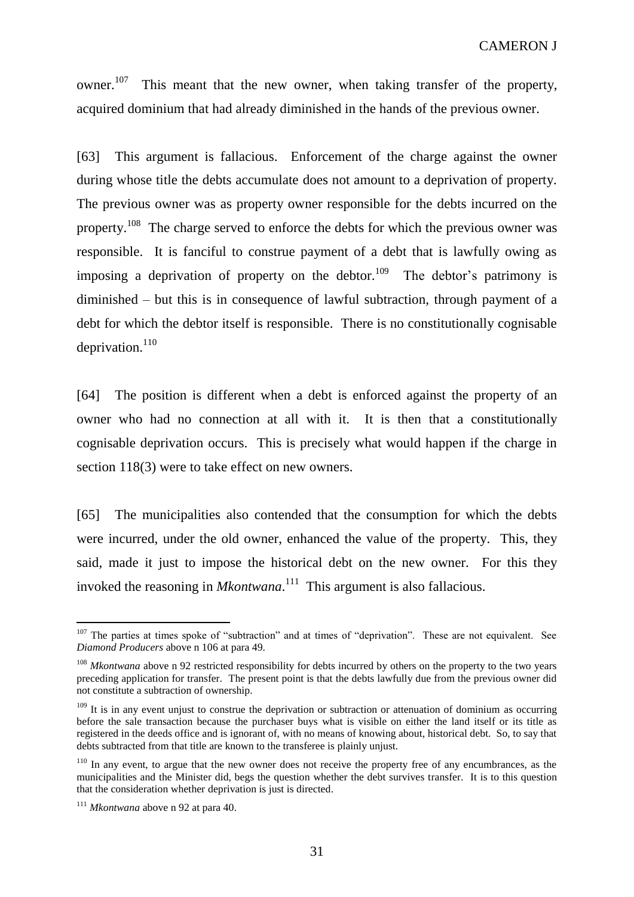owner.[107] This meant that the new owner, when taking transfer of the property, acquired dominium that had already diminished in the hands of the previous owner.

[63] This argument is fallacious. Enforcement of the charge against the owner during whose title the debts accumulate does not amount to a deprivation of property. The previous owner was as property owner responsible for the debts incurred on the property.[108] The charge served to enforce the debts for which the previous owner was responsible. It is fanciful to construe payment of a debt that is lawfully owing as imposing a deprivation of property on the debtor.[109] The debtor's patrimony is diminished – but this is in consequence of lawful subtraction, through payment of a debt for which the debtor itself is responsible. There is no constitutionally cognisable deprivation.[110]

[64] The position is different when a debt is enforced against the property of an owner who had no connection at all with it. It is then that a constitutionally cognisable deprivation occurs. This is precisely what would happen if the charge in section 118(3) were to take effect on new owners.

[65] The municipalities also contended that the consumption for which the debts were incurred, under the old owner, enhanced the value of the property. This, they said, made it just to impose the historical debt on the new owner. For this they invoked the reasoning in *Mkontwana*.[111] This argument is also fallacious.

---

[107] The parties at times spoke of "subtraction" and at times of "deprivation". These are not equivalent. See *Diamond Producers* above n 106 at para 49.

[108] *Mkontwana* above n 92 restricted responsibility for debts incurred by others on the property to the two years preceding application for transfer. The present point is that the debts lawfully due from the previous owner did not constitute a subtraction of ownership.

[109] It is in any event unjust to construe the deprivation or subtraction or attenuation of dominium as occurring before the sale transaction because the purchaser buys what is visible on either the land itself or its title as registered in the deeds office and is ignorant of, with no means of knowing about, historical debt. So, to say that debts subtracted from that title are known to the transferee is plainly unjust.

[110] In any event, to argue that the new owner does not receive the property free of any encumbrances, as the municipalities and the Minister did, begs the question whether the debt survives transfer. It is to this question that the consideration whether deprivation is just is directed.

[111] *Mkontwana* above n 92 at para 40.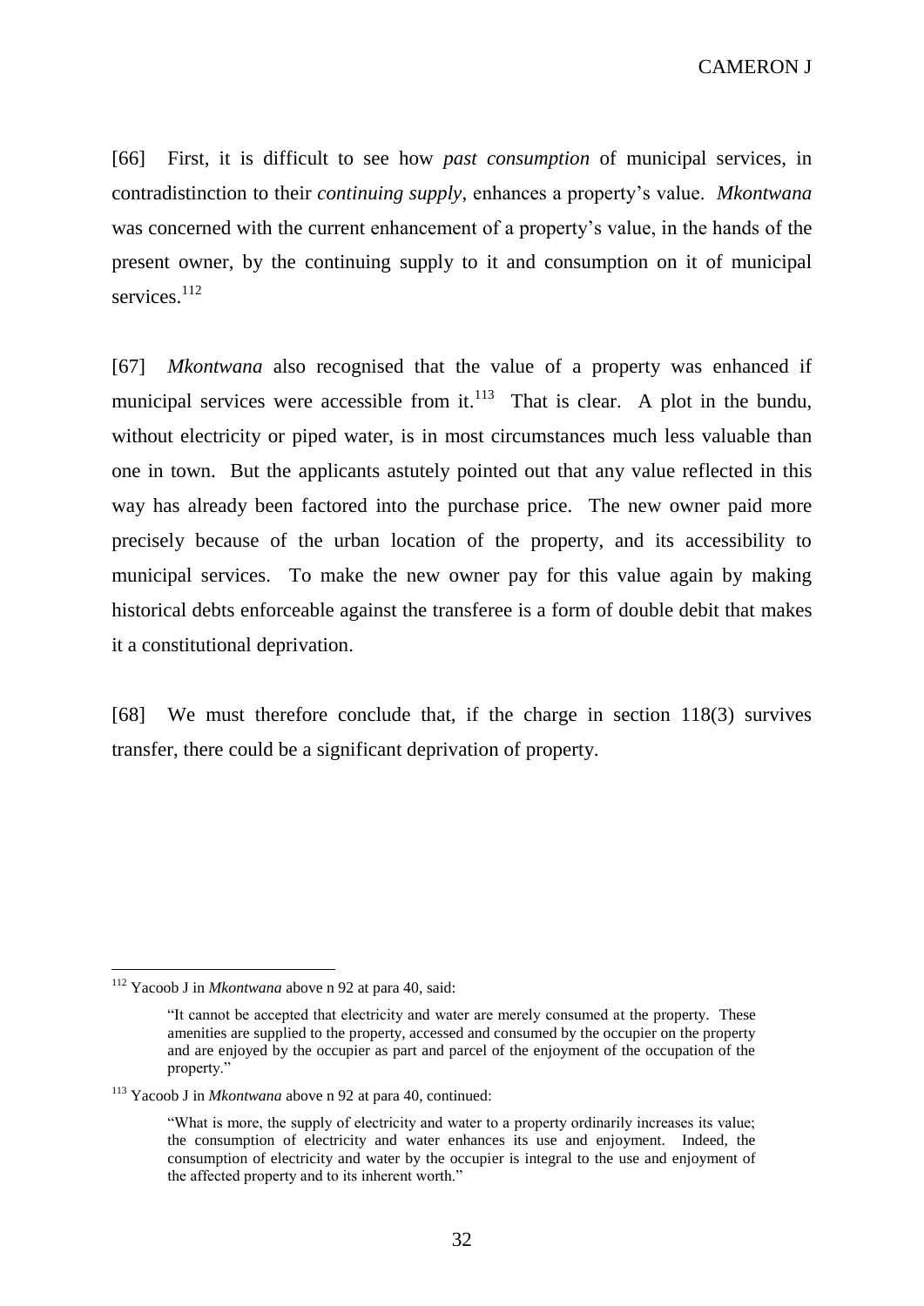[66] First, it is difficult to see how *past consumption* of municipal services, in contradistinction to their *continuing supply*, enhances a property's value. *Mkontwana* was concerned with the current enhancement of a property's value, in the hands of the present owner, by the continuing supply to it and consumption on it of municipal services.[112]

[67] *Mkontwana* also recognised that the value of a property was enhanced if municipal services were accessible from it.[113] That is clear. A plot in the bundu, without electricity or piped water, is in most circumstances much less valuable than one in town. But the applicants astutely pointed out that any value reflected in this way has already been factored into the purchase price. The new owner paid more precisely because of the urban location of the property, and its accessibility to municipal services. To make the new owner pay for this value again by making historical debts enforceable against the transferee is a form of double debit that makes it a constitutional deprivation.

[68] We must therefore conclude that, if the charge in section 118(3) survives transfer, there could be a significant deprivation of property.

---

[112] Yacoob J in *Mkontwana* above n 92 at para 40, said:

> "It cannot be accepted that electricity and water are merely consumed at the property. These amenities are supplied to the property, accessed and consumed by the occupier on the property and are enjoyed by the occupier as part and parcel of the enjoyment of the occupation of the property."

[113] Yacoob J in *Mkontwana* above n 92 at para 40, continued:

> "What is more, the supply of electricity and water to a property ordinarily increases its value; the consumption of electricity and water enhances its use and enjoyment. Indeed, the consumption of electricity and water by the occupier is integral to the use and enjoyment of the affected property and to its inherent worth."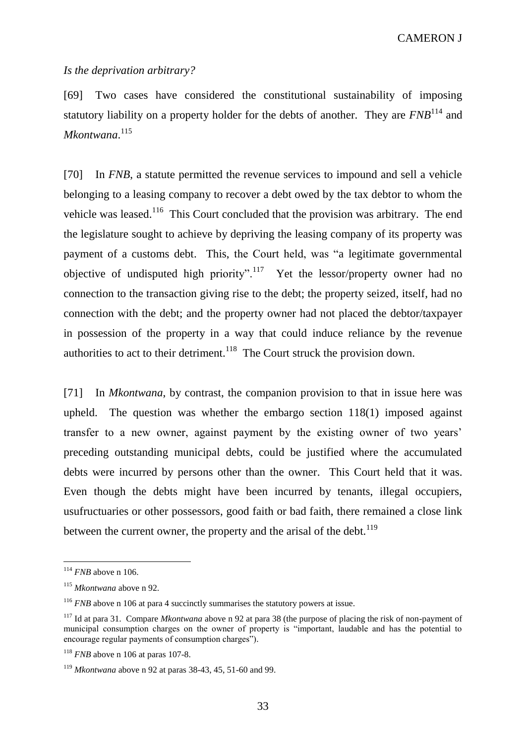*Is the deprivation arbitrary?*

[69] Two cases have considered the constitutional sustainability of imposing statutory liability on a property holder for the debts of another. They are *FNB*[114] and *Mkontwana*.[115]

[70] In *FNB*, a statute permitted the revenue services to impound and sell a vehicle belonging to a leasing company to recover a debt owed by the tax debtor to whom the vehicle was leased.[116] This Court concluded that the provision was arbitrary. The end the legislature sought to achieve by depriving the leasing company of its property was payment of a customs debt. This, the Court held, was "a legitimate governmental objective of undisputed high priority".[117] Yet the lessor/property owner had no connection to the transaction giving rise to the debt; the property seized, itself, had no connection with the debt; and the property owner had not placed the debtor/taxpayer in possession of the property in a way that could induce reliance by the revenue authorities to act to their detriment.[118] The Court struck the provision down.

[71] In *Mkontwana*, by contrast, the companion provision to that in issue here was upheld. The question was whether the embargo section 118(1) imposed against transfer to a new owner, against payment by the existing owner of two years' preceding outstanding municipal debts, could be justified where the accumulated debts were incurred by persons other than the owner. This Court held that it was. Even though the debts might have been incurred by tenants, illegal occupiers, usufructuaries or other possessors, good faith or bad faith, there remained a close link between the current owner, the property and the arisal of the debt.[119]

---

[114] *FNB* above n 106.

[115] *Mkontwana* above n 92.

[116] *FNB* above n 106 at para 4 succinctly summarises the statutory powers at issue.

[117] Id at para 31. Compare *Mkontwana* above n 92 at para 38 (the purpose of placing the risk of non-payment of municipal consumption charges on the owner of property is "important, laudable and has the potential to encourage regular payments of consumption charges").

[118] *FNB* above n 106 at paras 107-8.

[119] *Mkontwana* above n 92 at paras 38-43, 45, 51-60 and 99.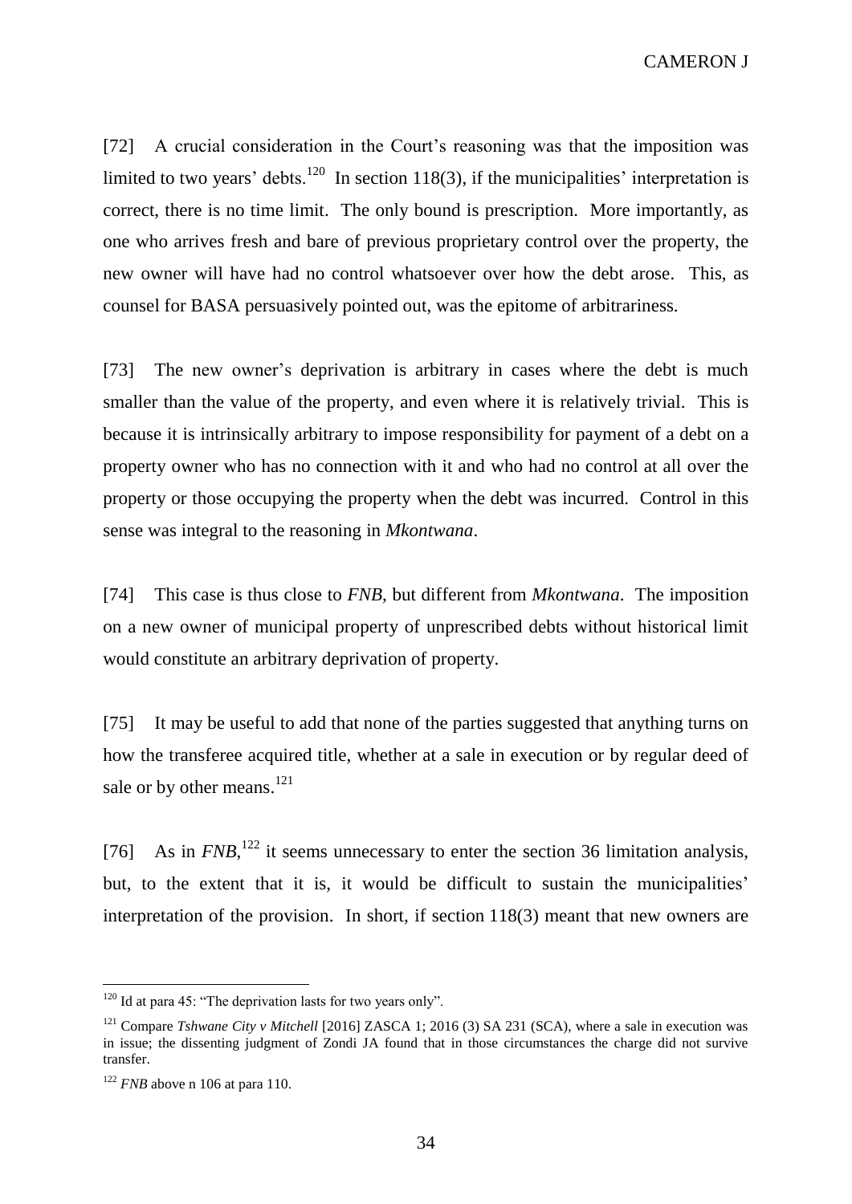[72] A crucial consideration in the Court's reasoning was that the imposition was limited to two years' debts.[120] In section 118(3), if the municipalities' interpretation is correct, there is no time limit. The only bound is prescription. More importantly, as one who arrives fresh and bare of previous proprietary control over the property, the new owner will have had no control whatsoever over how the debt arose. This, as counsel for BASA persuasively pointed out, was the epitome of arbitrariness.

[73] The new owner's deprivation is arbitrary in cases where the debt is much smaller than the value of the property, and even where it is relatively trivial. This is because it is intrinsically arbitrary to impose responsibility for payment of a debt on a property owner who has no connection with it and who had no control at all over the property or those occupying the property when the debt was incurred. Control in this sense was integral to the reasoning in *Mkontwana*.

[74] This case is thus close to *FNB*, but different from *Mkontwana*. The imposition on a new owner of municipal property of unprescribed debts without historical limit would constitute an arbitrary deprivation of property.

[75] It may be useful to add that none of the parties suggested that anything turns on how the transferee acquired title, whether at a sale in execution or by regular deed of sale or by other means.[121]

[76] As in *FNB*,[122] it seems unnecessary to enter the section 36 limitation analysis, but, to the extent that it is, it would be difficult to sustain the municipalities' interpretation of the provision. In short, if section 118(3) meant that new owners are

---

[120] Id at para 45: "The deprivation lasts for two years only".

[121] Compare *Tshwane City v Mitchell* [2016] ZASCA 1; 2016 (3) SA 231 (SCA), where a sale in execution was in issue; the dissenting judgment of Zondi JA found that in those circumstances the charge did not survive transfer.

[122] *FNB* above n 106 at para 110.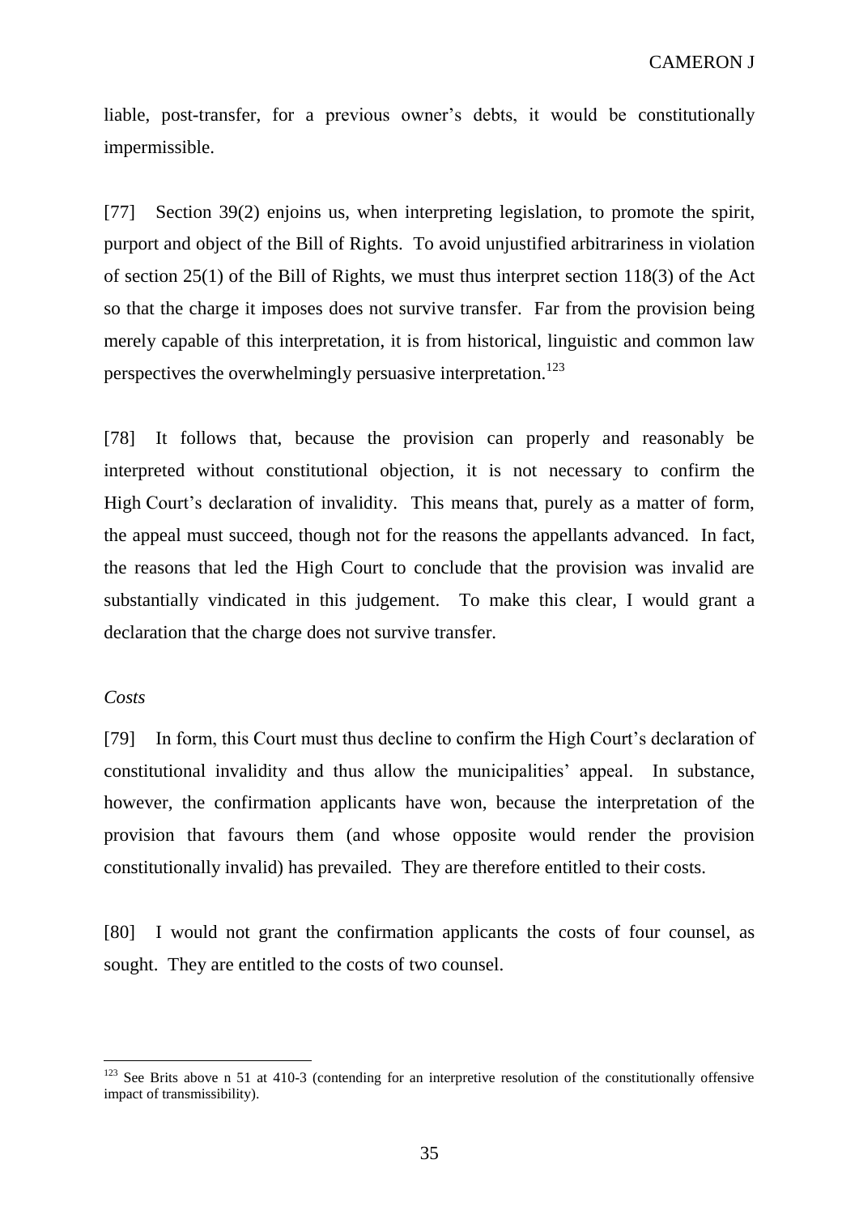liable, post-transfer, for a previous owner's debts, it would be constitutionally impermissible.

[77] Section 39(2) enjoins us, when interpreting legislation, to promote the spirit, purport and object of the Bill of Rights. To avoid unjustified arbitrariness in violation of section 25(1) of the Bill of Rights, we must thus interpret section 118(3) of the Act so that the charge it imposes does not survive transfer. Far from the provision being merely capable of this interpretation, it is from historical, linguistic and common law perspectives the overwhelmingly persuasive interpretation.[123]

[78] It follows that, because the provision can properly and reasonably be interpreted without constitutional objection, it is not necessary to confirm the High Court's declaration of invalidity. This means that, purely as a matter of form, the appeal must succeed, though not for the reasons the appellants advanced. In fact, the reasons that led the High Court to conclude that the provision was invalid are substantially vindicated in this judgement. To make this clear, I would grant a declaration that the charge does not survive transfer.

*Costs*

[79] In form, this Court must thus decline to confirm the High Court's declaration of constitutional invalidity and thus allow the municipalities' appeal. In substance, however, the confirmation applicants have won, because the interpretation of the provision that favours them (and whose opposite would render the provision constitutionally invalid) has prevailed. They are therefore entitled to their costs.

[80] I would not grant the confirmation applicants the costs of four counsel, as sought. They are entitled to the costs of two counsel.

---

[123] See Brits above n 51 at 410-3 (contending for an interpretive resolution of the constitutionally offensive impact of transmissibility).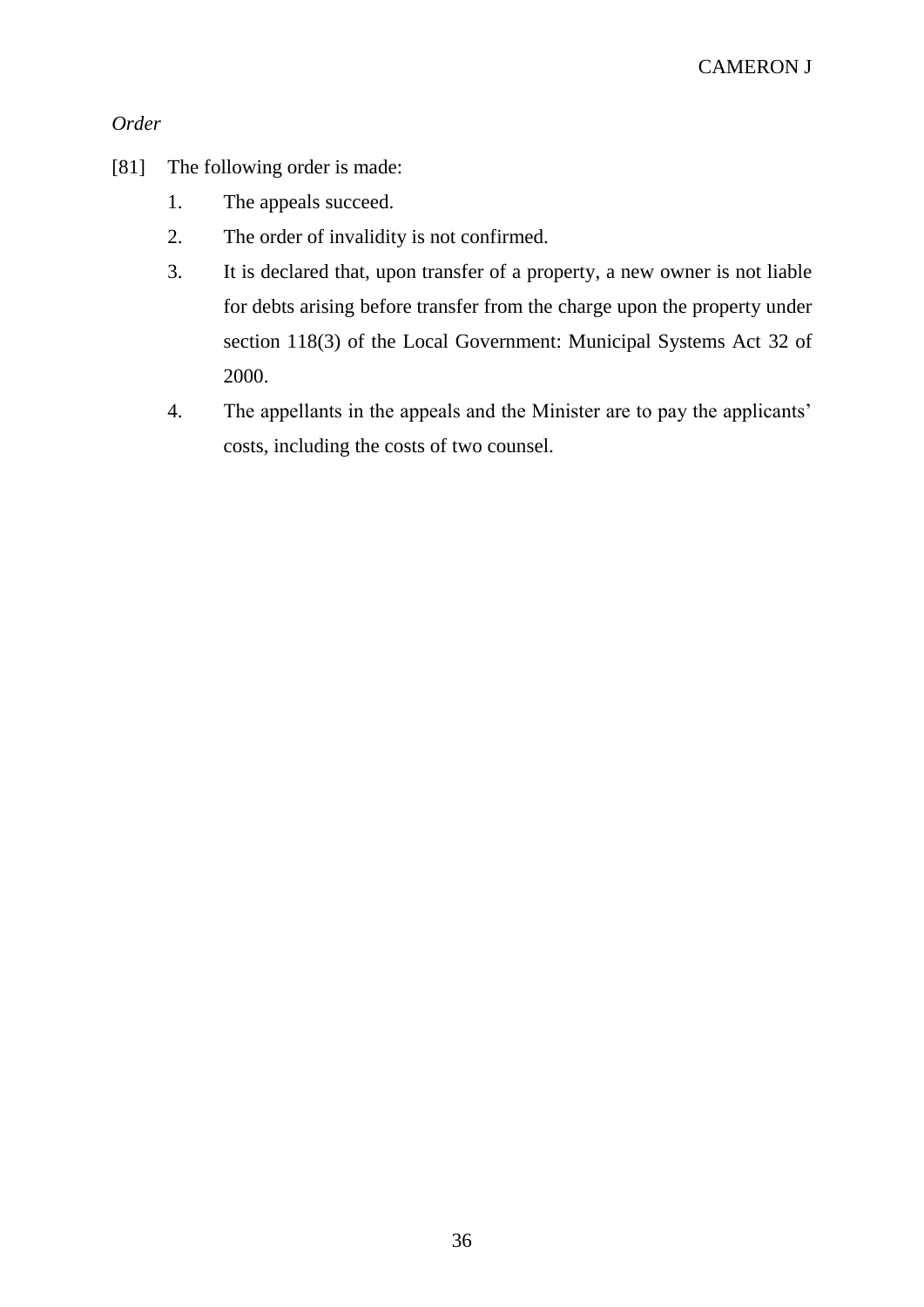*Order*

[81] The following order is made:

1. The appeals succeed.
2. The order of invalidity is not confirmed.
3. It is declared that, upon transfer of a property, a new owner is not liable for debts arising before transfer from the charge upon the property under section 118(3) of the Local Government: Municipal Systems Act 32 of 2000.
4. The appellants in the appeals and the Minister are to pay the applicants' costs, including the costs of two counsel.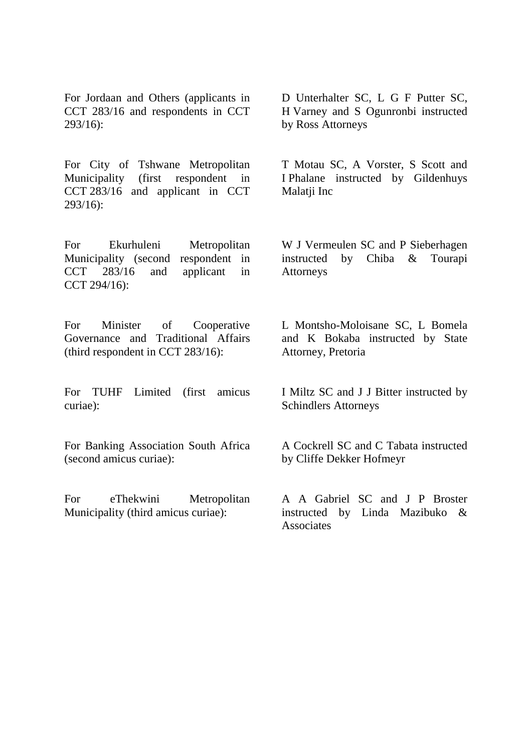| | |
|---|---|
| For Jordaan and Others (applicants in CCT 283/16 and respondents in CCT 293/16): | D Unterhalter SC, L G F Putter SC, H Varney and S Ogunronbi instructed by Ross Attorneys |
| For City of Tshwane Metropolitan Municipality (first respondent in CCT 283/16 and applicant in CCT 293/16): | T Motau SC, A Vorster, S Scott and I Phalane instructed by Gildenhuys Malatji Inc |
| For Ekurhuleni Metropolitan Municipality (second respondent in CCT 283/16 and applicant in CCT 294/16): | W J Vermeulen SC and P Sieberhagen instructed by Chiba & Tourapi Attorneys |
| For Minister of Cooperative Governance and Traditional Affairs (third respondent in CCT 283/16): | L Montsho-Moloisane SC, L Bomela and K Bokaba instructed by State Attorney, Pretoria |
| For TUHF Limited (first amicus curiae): | I Miltz SC and J J Bitter instructed by Schindlers Attorneys |
| For Banking Association South Africa (second amicus curiae): | A Cockrell SC and C Tabata instructed by Cliffe Dekker Hofmeyr |
| For eThekwini Metropolitan Municipality (third amicus curiae): | A A Gabriel SC and J P Broster instructed by Linda Mazibuko & Associates |